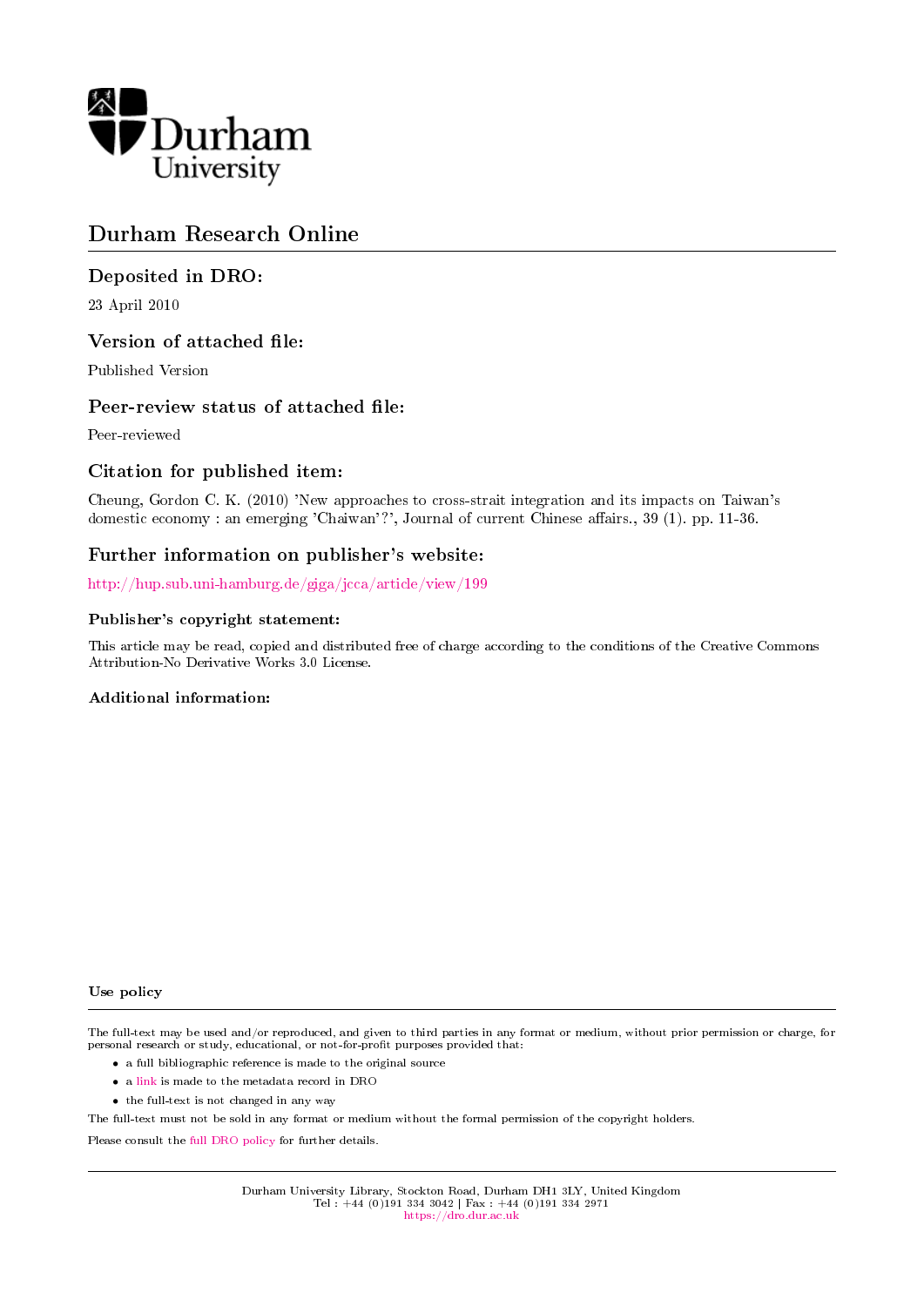Durham University

# Durham Research Online

## Deposited in DRO:

23 April 2010

## Version of attached file:

Published Version

## Peer-review status of attached file:

Peer-reviewed

## Citation for published item:

Cheung, Gordon C. K. (2010) 'New approaches to cross-strait integration and its impacts on Taiwan's domestic economy : an emerging 'Chaiwan'?', Journal of current Chinese affairs., 39 (1). pp. 11-36.

## Further information on publisher's website:

http://hup.sub.uni-hamburg.de/giga/jcca/article/view/199

### Publisher's copyright statement:

This article may be read, copied and distributed free of charge according to the conditions of the Creative Commons Attribution-No Derivative Works 3.0 License.

### Additional information:

#### Use policy

The full-text may be used and/or reproduced, and given to third parties in any format or medium, without prior permission or charge, for personal research or study, educational, or not-for-profit purposes provided that:

- a full bibliographic reference is made to the original source
- a link is made to the metadata record in DRO
- the full-text is not changed in any way

The full-text must not be sold in any format or medium without the formal permission of the copyright holders.

Please consult the full DRO policy for further details.

Durham University Library, Stockton Road, Durham DH1 3LY, United Kingdom
Tel : +44 (0)191 334 3042 | Fax : +44 (0)191 334 2971
https://dro.dur.ac.uk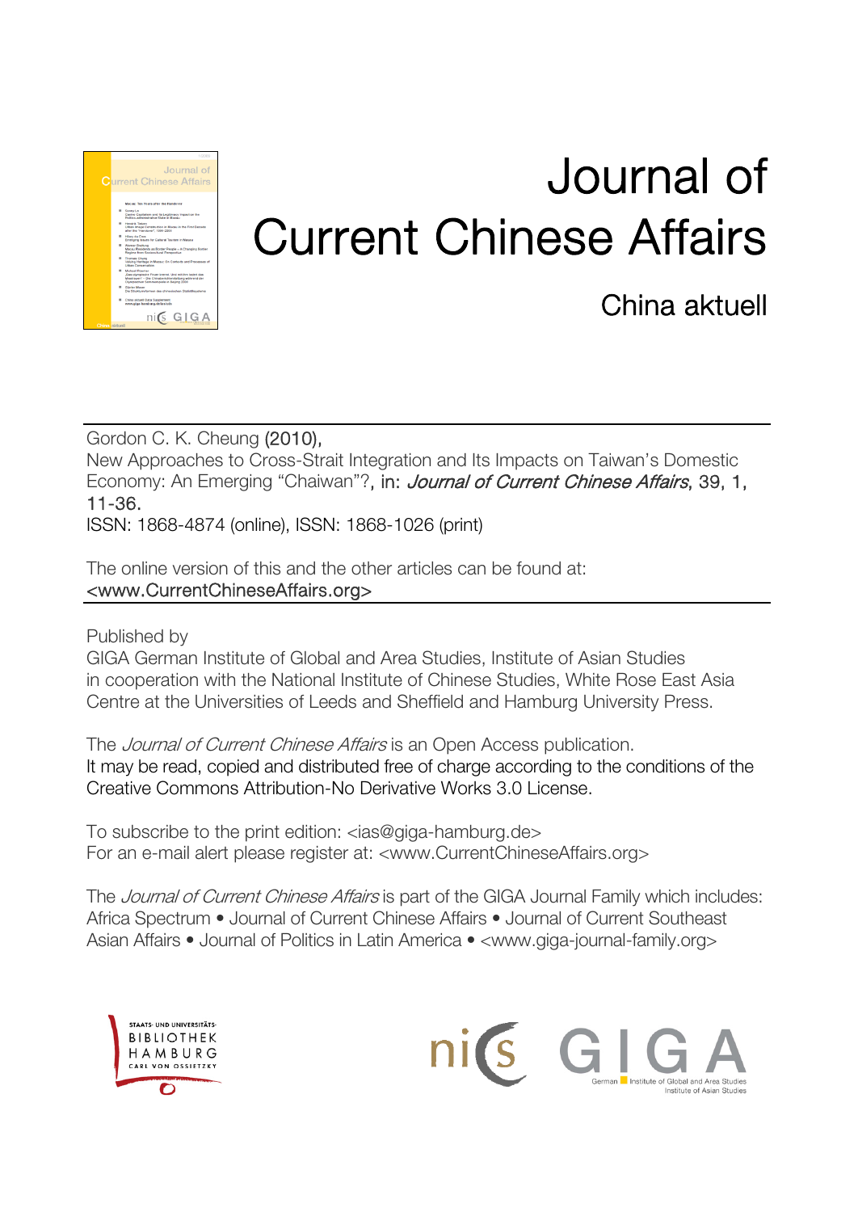# Journal of Current Chinese Affairs

China aktuell

Gordon C. K. Cheung (2010),
New Approaches to Cross-Strait Integration and Its Impacts on Taiwan's Domestic Economy: An Emerging "Chaiwan"?, in: *Journal of Current Chinese Affairs*, 39, 1, 11-36.
ISSN: 1868-4874 (online), ISSN: 1868-1026 (print)

The online version of this and the other articles can be found at:
<www.CurrentChineseAffairs.org>

Published by
GIGA German Institute of Global and Area Studies, Institute of Asian Studies
in cooperation with the National Institute of Chinese Studies, White Rose East Asia Centre at the Universities of Leeds and Sheffield and Hamburg University Press.

The *Journal of Current Chinese Affairs* is an Open Access publication.
It may be read, copied and distributed free of charge according to the conditions of the Creative Commons Attribution-No Derivative Works 3.0 License.

To subscribe to the print edition: <ias@giga-hamburg.de>
For an e-mail alert please register at: <www.CurrentChineseAffairs.org>

The *Journal of Current Chinese Affairs* is part of the GIGA Journal Family which includes:
Africa Spectrum • Journal of Current Chinese Affairs • Journal of Current Southeast Asian Affairs • Journal of Politics in Latin America • <www.giga-journal-family.org>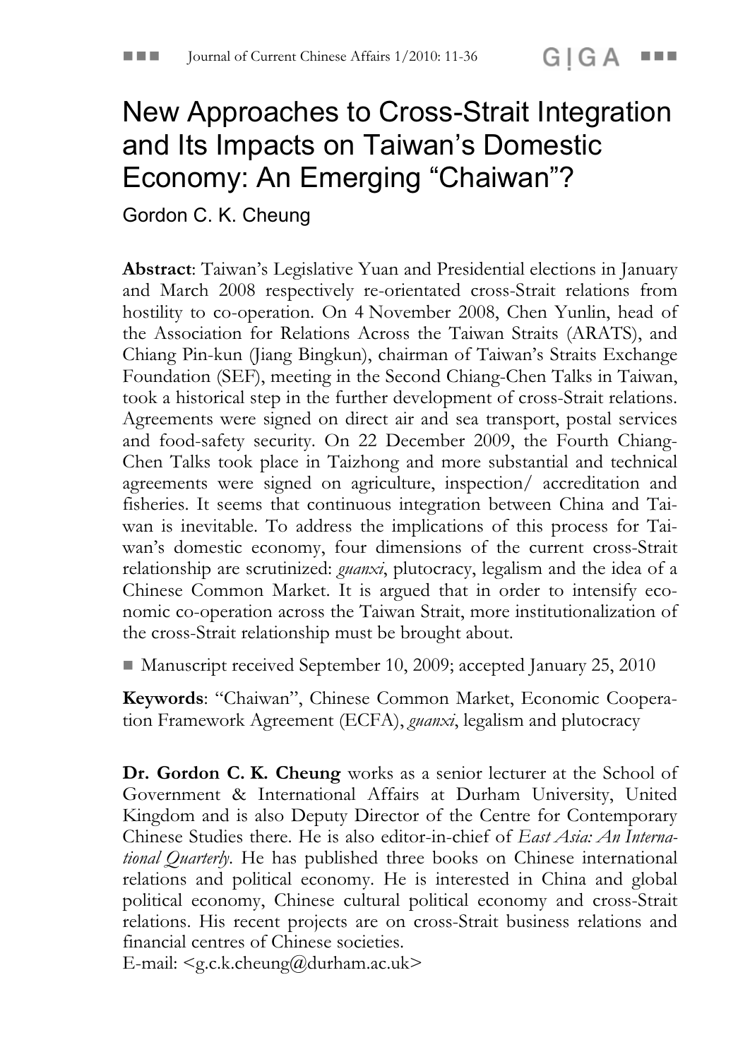# New Approaches to Cross-Strait Integration and Its Impacts on Taiwan's Domestic Economy: An Emerging "Chaiwan"?

Gordon C. K. Cheung

**Abstract**: Taiwan's Legislative Yuan and Presidential elections in January and March 2008 respectively re-orientated cross-Strait relations from hostility to co-operation. On 4 November 2008, Chen Yunlin, head of the Association for Relations Across the Taiwan Straits (ARATS), and Chiang Pin-kun (Jiang Bingkun), chairman of Taiwan's Straits Exchange Foundation (SEF), meeting in the Second Chiang-Chen Talks in Taiwan, took a historical step in the further development of cross-Strait relations. Agreements were signed on direct air and sea transport, postal services and food-safety security. On 22 December 2009, the Fourth Chiang-Chen Talks took place in Taizhong and more substantial and technical agreements were signed on agriculture, inspection/ accreditation and fisheries. It seems that continuous integration between China and Taiwan is inevitable. To address the implications of this process for Taiwan's domestic economy, four dimensions of the current cross-Strait relationship are scrutinized: *guanxi*, plutocracy, legalism and the idea of a Chinese Common Market. It is argued that in order to intensify economic co-operation across the Taiwan Strait, more institutionalization of the cross-Strait relationship must be brought about.

■ Manuscript received September 10, 2009; accepted January 25, 2010

**Keywords**: "Chaiwan", Chinese Common Market, Economic Cooperation Framework Agreement (ECFA), *guanxi*, legalism and plutocracy

**Dr. Gordon C. K. Cheung** works as a senior lecturer at the School of Government & International Affairs at Durham University, United Kingdom and is also Deputy Director of the Centre for Contemporary Chinese Studies there. He is also editor-in-chief of *East Asia: An International Quarterly*. He has published three books on Chinese international relations and political economy. He is interested in China and global political economy, Chinese cultural political economy and cross-Strait relations. His recent projects are on cross-Strait business relations and financial centres of Chinese societies.
E-mail: <g.c.k.cheung@durham.ac.uk>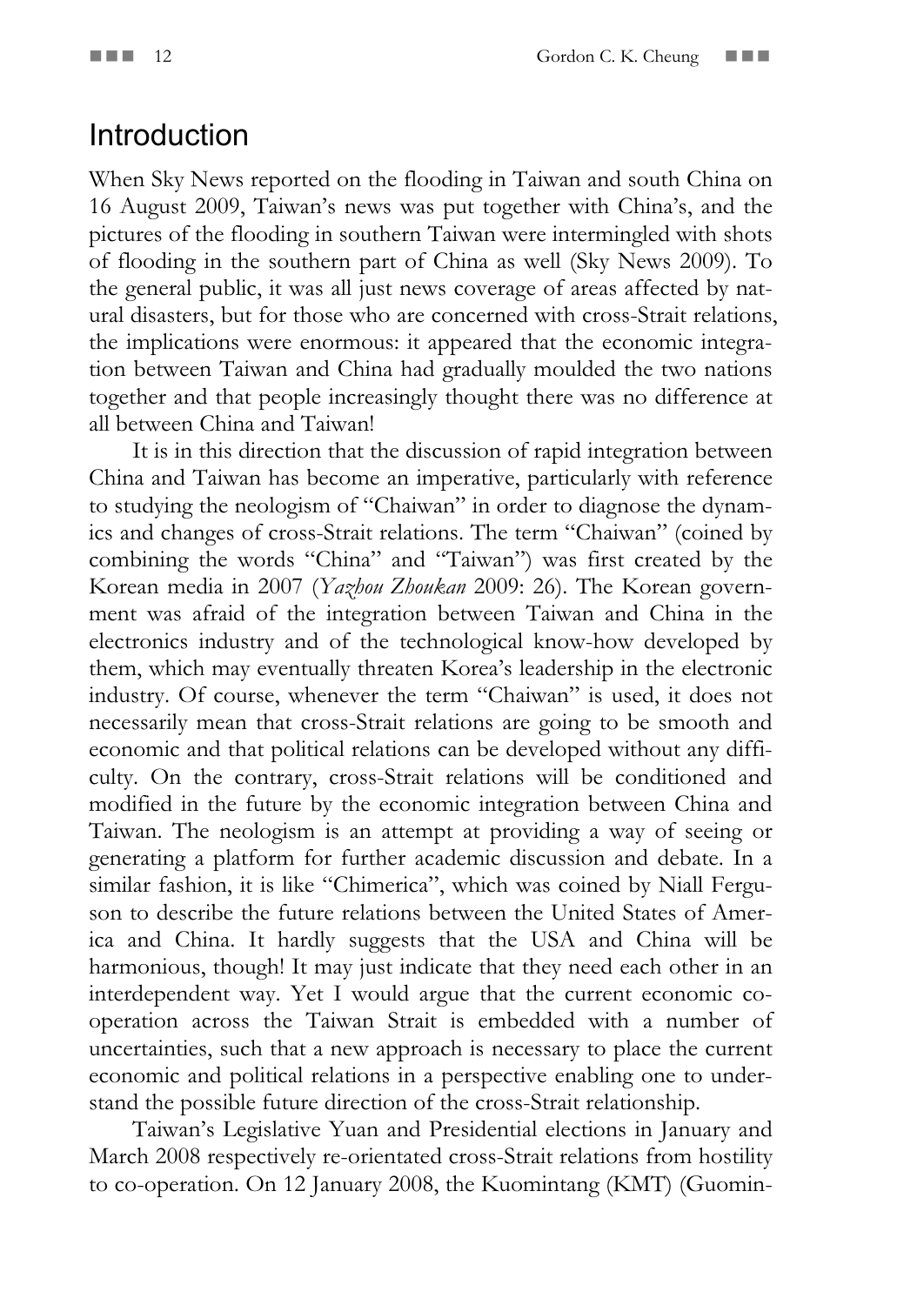## Introduction

When Sky News reported on the flooding in Taiwan and south China on 16 August 2009, Taiwan's news was put together with China's, and the pictures of the flooding in southern Taiwan were intermingled with shots of flooding in the southern part of China as well (Sky News 2009). To the general public, it was all just news coverage of areas affected by natural disasters, but for those who are concerned with cross-Strait relations, the implications were enormous: it appeared that the economic integration between Taiwan and China had gradually moulded the two nations together and that people increasingly thought there was no difference at all between China and Taiwan!

It is in this direction that the discussion of rapid integration between China and Taiwan has become an imperative, particularly with reference to studying the neologism of "Chaiwan" in order to diagnose the dynamics and changes of cross-Strait relations. The term "Chaiwan" (coined by combining the words "China" and "Taiwan") was first created by the Korean media in 2007 (*Yazhou Zhoukan* 2009: 26). The Korean government was afraid of the integration between Taiwan and China in the electronics industry and of the technological know-how developed by them, which may eventually threaten Korea's leadership in the electronic industry. Of course, whenever the term "Chaiwan" is used, it does not necessarily mean that cross-Strait relations are going to be smooth and economic and that political relations can be developed without any difficulty. On the contrary, cross-Strait relations will be conditioned and modified in the future by the economic integration between China and Taiwan. The neologism is an attempt at providing a way of seeing or generating a platform for further academic discussion and debate. In a similar fashion, it is like "Chimerica", which was coined by Niall Ferguson to describe the future relations between the United States of America and China. It hardly suggests that the USA and China will be harmonious, though! It may just indicate that they need each other in an interdependent way. Yet I would argue that the current economic co-operation across the Taiwan Strait is embedded with a number of uncertainties, such that a new approach is necessary to place the current economic and political relations in a perspective enabling one to understand the possible future direction of the cross-Strait relationship.

Taiwan's Legislative Yuan and Presidential elections in January and March 2008 respectively re-orientated cross-Strait relations from hostility to co-operation. On 12 January 2008, the Kuomintang (KMT) (Guomin-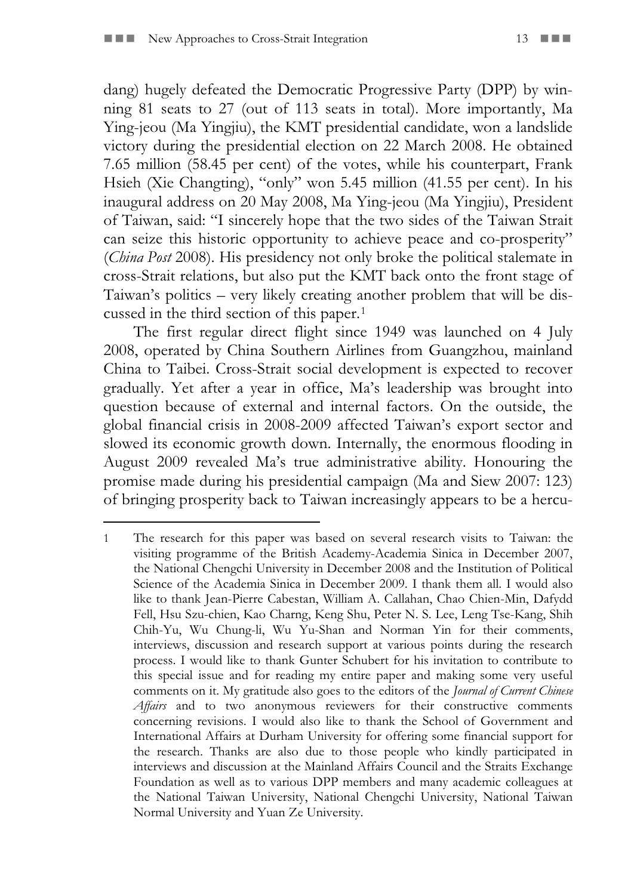dang) hugely defeated the Democratic Progressive Party (DPP) by winning 81 seats to 27 (out of 113 seats in total). More importantly, Ma Ying-jeou (Ma Yingjiu), the KMT presidential candidate, won a landslide victory during the presidential election on 22 March 2008. He obtained 7.65 million (58.45 per cent) of the votes, while his counterpart, Frank Hsieh (Xie Changting), "only" won 5.45 million (41.55 per cent). In his inaugural address on 20 May 2008, Ma Ying-jeou (Ma Yingjiu), President of Taiwan, said: "I sincerely hope that the two sides of the Taiwan Strait can seize this historic opportunity to achieve peace and co-prosperity" (*China Post* 2008). His presidency not only broke the political stalemate in cross-Strait relations, but also put the KMT back onto the front stage of Taiwan's politics – very likely creating another problem that will be discussed in the third section of this paper.[1]

The first regular direct flight since 1949 was launched on 4 July 2008, operated by China Southern Airlines from Guangzhou, mainland China to Taibei. Cross-Strait social development is expected to recover gradually. Yet after a year in office, Ma's leadership was brought into question because of external and internal factors. On the outside, the global financial crisis in 2008-2009 affected Taiwan's export sector and slowed its economic growth down. Internally, the enormous flooding in August 2009 revealed Ma's true administrative ability. Honouring the promise made during his presidential campaign (Ma and Siew 2007: 123) of bringing prosperity back to Taiwan increasingly appears to be a hercu-

---

1 The research for this paper was based on several research visits to Taiwan: the visiting programme of the British Academy-Academia Sinica in December 2007, the National Chengchi University in December 2008 and the Institution of Political Science of the Academia Sinica in December 2009. I thank them all. I would also like to thank Jean-Pierre Cabestan, William A. Callahan, Chao Chien-Min, Dafydd Fell, Hsu Szu-chien, Kao Charng, Keng Shu, Peter N. S. Lee, Leng Tse-Kang, Shih Chih-Yu, Wu Chung-li, Wu Yu-Shan and Norman Yin for their comments, interviews, discussion and research support at various points during the research process. I would like to thank Gunter Schubert for his invitation to contribute to this special issue and for reading my entire paper and making some very useful comments on it. My gratitude also goes to the editors of the *Journal of Current Chinese Affairs* and to two anonymous reviewers for their constructive comments concerning revisions. I would also like to thank the School of Government and International Affairs at Durham University for offering some financial support for the research. Thanks are also due to those people who kindly participated in interviews and discussion at the Mainland Affairs Council and the Straits Exchange Foundation as well as to various DPP members and many academic colleagues at the National Taiwan University, National Chengchi University, National Taiwan Normal University and Yuan Ze University.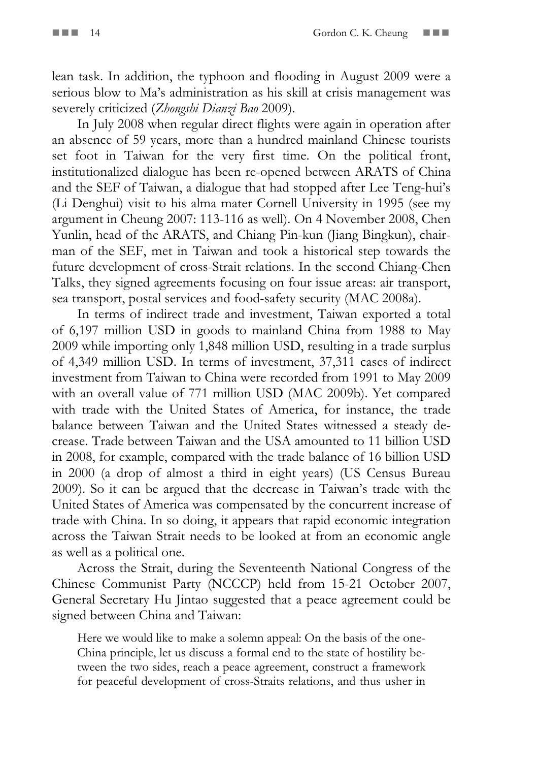lean task. In addition, the typhoon and flooding in August 2009 were a serious blow to Ma's administration as his skill at crisis management was severely criticized (*Zhongshi Dianzi Bao* 2009).

In July 2008 when regular direct flights were again in operation after an absence of 59 years, more than a hundred mainland Chinese tourists set foot in Taiwan for the very first time. On the political front, institutionalized dialogue has been re-opened between ARATS of China and the SEF of Taiwan, a dialogue that had stopped after Lee Teng-hui's (Li Denghui) visit to his alma mater Cornell University in 1995 (see my argument in Cheung 2007: 113-116 as well). On 4 November 2008, Chen Yunlin, head of the ARATS, and Chiang Pin-kun (Jiang Bingkun), chairman of the SEF, met in Taiwan and took a historical step towards the future development of cross-Strait relations. In the second Chiang-Chen Talks, they signed agreements focusing on four issue areas: air transport, sea transport, postal services and food-safety security (MAC 2008a).

In terms of indirect trade and investment, Taiwan exported a total of 6,197 million USD in goods to mainland China from 1988 to May 2009 while importing only 1,848 million USD, resulting in a trade surplus of 4,349 million USD. In terms of investment, 37,311 cases of indirect investment from Taiwan to China were recorded from 1991 to May 2009 with an overall value of 771 million USD (MAC 2009b). Yet compared with trade with the United States of America, for instance, the trade balance between Taiwan and the United States witnessed a steady decrease. Trade between Taiwan and the USA amounted to 11 billion USD in 2008, for example, compared with the trade balance of 16 billion USD in 2000 (a drop of almost a third in eight years) (US Census Bureau 2009). So it can be argued that the decrease in Taiwan's trade with the United States of America was compensated by the concurrent increase of trade with China. In so doing, it appears that rapid economic integration across the Taiwan Strait needs to be looked at from an economic angle as well as a political one.

Across the Strait, during the Seventeenth National Congress of the Chinese Communist Party (NCCCP) held from 15-21 October 2007, General Secretary Hu Jintao suggested that a peace agreement could be signed between China and Taiwan:

> Here we would like to make a solemn appeal: On the basis of the one-China principle, let us discuss a formal end to the state of hostility between the two sides, reach a peace agreement, construct a framework for peaceful development of cross-Straits relations, and thus usher in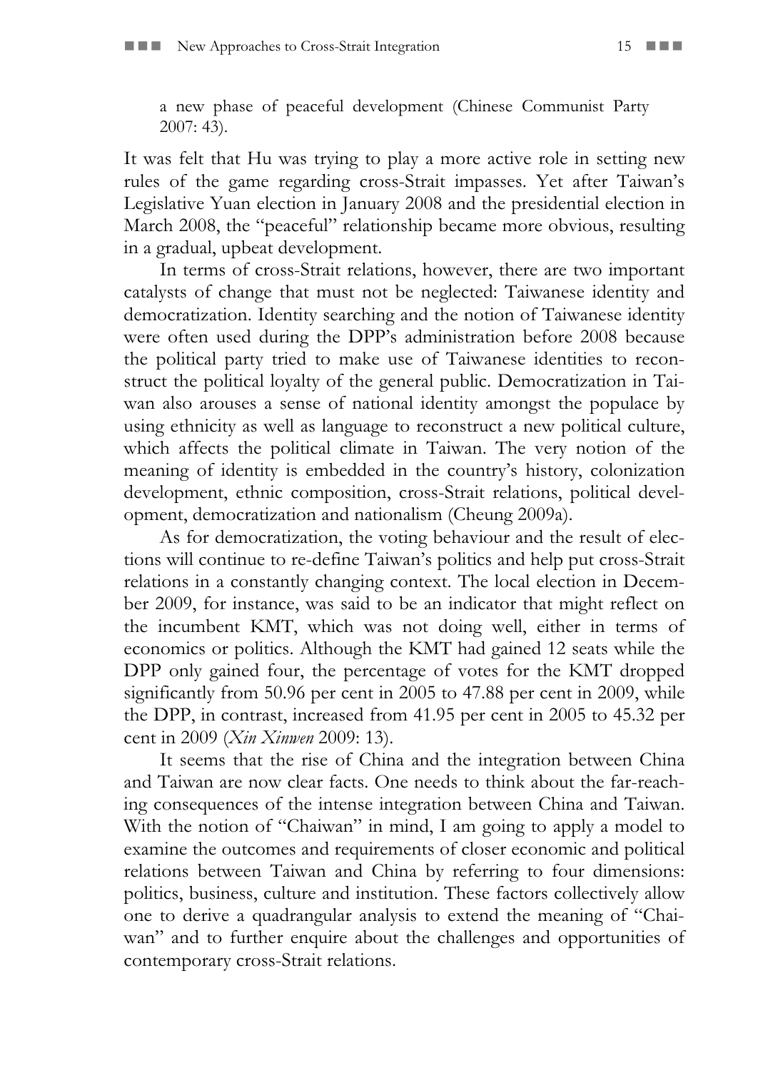> a new phase of peaceful development (Chinese Communist Party 2007: 43).

It was felt that Hu was trying to play a more active role in setting new rules of the game regarding cross-Strait impasses. Yet after Taiwan's Legislative Yuan election in January 2008 and the presidential election in March 2008, the "peaceful" relationship became more obvious, resulting in a gradual, upbeat development.

In terms of cross-Strait relations, however, there are two important catalysts of change that must not be neglected: Taiwanese identity and democratization. Identity searching and the notion of Taiwanese identity were often used during the DPP's administration before 2008 because the political party tried to make use of Taiwanese identities to reconstruct the political loyalty of the general public. Democratization in Taiwan also arouses a sense of national identity amongst the populace by using ethnicity as well as language to reconstruct a new political culture, which affects the political climate in Taiwan. The very notion of the meaning of identity is embedded in the country's history, colonization development, ethnic composition, cross-Strait relations, political development, democratization and nationalism (Cheung 2009a).

As for democratization, the voting behaviour and the result of elections will continue to re-define Taiwan's politics and help put cross-Strait relations in a constantly changing context. The local election in December 2009, for instance, was said to be an indicator that might reflect on the incumbent KMT, which was not doing well, either in terms of economics or politics. Although the KMT had gained 12 seats while the DPP only gained four, the percentage of votes for the KMT dropped significantly from 50.96 per cent in 2005 to 47.88 per cent in 2009, while the DPP, in contrast, increased from 41.95 per cent in 2005 to 45.32 per cent in 2009 (*Xin Xinwen* 2009: 13).

It seems that the rise of China and the integration between China and Taiwan are now clear facts. One needs to think about the far-reaching consequences of the intense integration between China and Taiwan. With the notion of "Chaiwan" in mind, I am going to apply a model to examine the outcomes and requirements of closer economic and political relations between Taiwan and China by referring to four dimensions: politics, business, culture and institution. These factors collectively allow one to derive a quadrangular analysis to extend the meaning of "Chaiwan" and to further enquire about the challenges and opportunities of contemporary cross-Strait relations.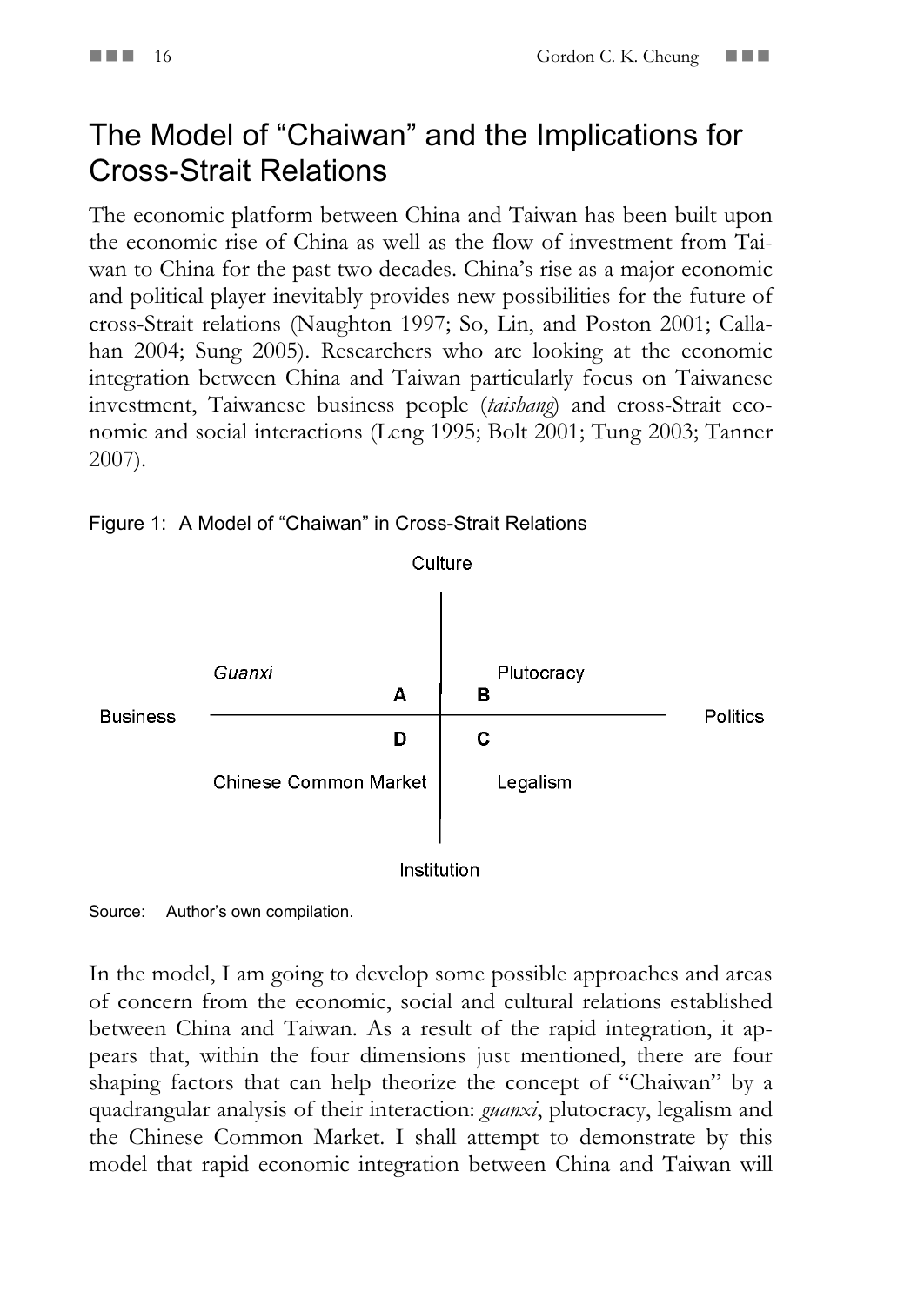## The Model of "Chaiwan" and the Implications for Cross-Strait Relations

The economic platform between China and Taiwan has been built upon the economic rise of China as well as the flow of investment from Taiwan to China for the past two decades. China's rise as a major economic and political player inevitably provides new possibilities for the future of cross-Strait relations (Naughton 1997; So, Lin, and Poston 2001; Callahan 2004; Sung 2005). Researchers who are looking at the economic integration between China and Taiwan particularly focus on Taiwanese investment, Taiwanese business people (*taishang*) and cross-Strait economic and social interactions (Leng 1995; Bolt 2001; Tung 2003; Tanner 2007).

Figure 1: A Model of "Chaiwan" in Cross-Strait Relations

Culture

| Business | | | Politics |
|---|---|---|---|
| | *Guanxi* (A) | Plutocracy (B) | |
| | Chinese Common Market (D) | Legalism (C) | |

Institution

Source: Author's own compilation.

In the model, I am going to develop some possible approaches and areas of concern from the economic, social and cultural relations established between China and Taiwan. As a result of the rapid integration, it appears that, within the four dimensions just mentioned, there are four shaping factors that can help theorize the concept of "Chaiwan" by a quadrangular analysis of their interaction: *guanxi*, plutocracy, legalism and the Chinese Common Market. I shall attempt to demonstrate by this model that rapid economic integration between China and Taiwan will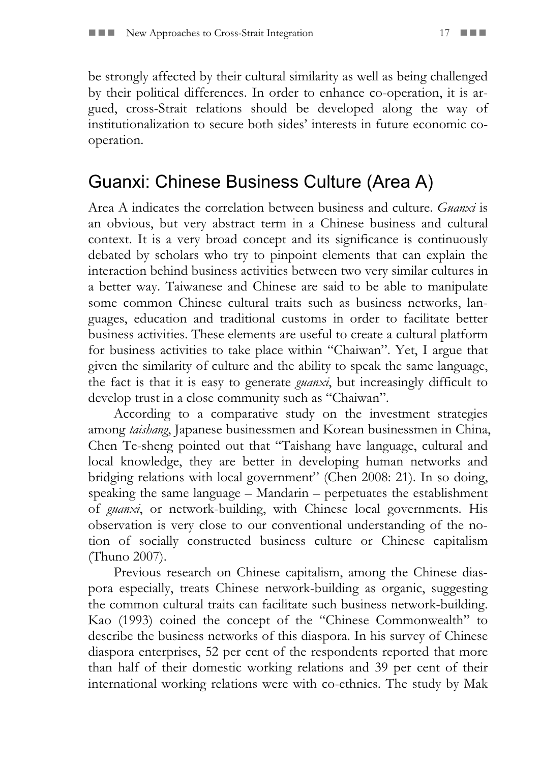be strongly affected by their cultural similarity as well as being challenged by their political differences. In order to enhance co-operation, it is argued, cross-Strait relations should be developed along the way of institutionalization to secure both sides' interests in future economic co-operation.

## Guanxi: Chinese Business Culture (Area A)

Area A indicates the correlation between business and culture. *Guanxi* is an obvious, but very abstract term in a Chinese business and cultural context. It is a very broad concept and its significance is continuously debated by scholars who try to pinpoint elements that can explain the interaction behind business activities between two very similar cultures in a better way. Taiwanese and Chinese are said to be able to manipulate some common Chinese cultural traits such as business networks, languages, education and traditional customs in order to facilitate better business activities. These elements are useful to create a cultural platform for business activities to take place within "Chaiwan". Yet, I argue that given the similarity of culture and the ability to speak the same language, the fact is that it is easy to generate *guanxi*, but increasingly difficult to develop trust in a close community such as "Chaiwan".

According to a comparative study on the investment strategies among *taishang*, Japanese businessmen and Korean businessmen in China, Chen Te-sheng pointed out that "Taishang have language, cultural and local knowledge, they are better in developing human networks and bridging relations with local government" (Chen 2008: 21). In so doing, speaking the same language – Mandarin – perpetuates the establishment of *guanxi*, or network-building, with Chinese local governments. His observation is very close to our conventional understanding of the notion of socially constructed business culture or Chinese capitalism (Thuno 2007).

Previous research on Chinese capitalism, among the Chinese diaspora especially, treats Chinese network-building as organic, suggesting the common cultural traits can facilitate such business network-building. Kao (1993) coined the concept of the "Chinese Commonwealth" to describe the business networks of this diaspora. In his survey of Chinese diaspora enterprises, 52 per cent of the respondents reported that more than half of their domestic working relations and 39 per cent of their international working relations were with co-ethnics. The study by Mak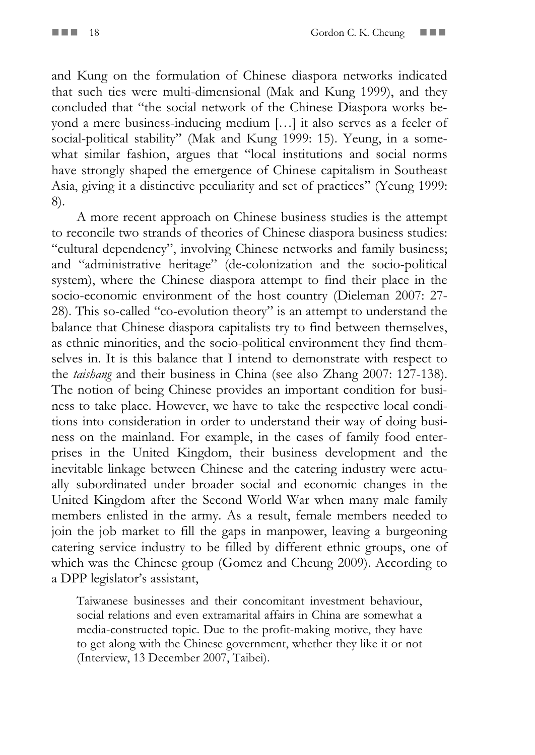and Kung on the formulation of Chinese diaspora networks indicated that such ties were multi-dimensional (Mak and Kung 1999), and they concluded that "the social network of the Chinese Diaspora works beyond a mere business-inducing medium […] it also serves as a feeler of social-political stability" (Mak and Kung 1999: 15). Yeung, in a somewhat similar fashion, argues that "local institutions and social norms have strongly shaped the emergence of Chinese capitalism in Southeast Asia, giving it a distinctive peculiarity and set of practices" (Yeung 1999: 8).

A more recent approach on Chinese business studies is the attempt to reconcile two strands of theories of Chinese diaspora business studies: "cultural dependency", involving Chinese networks and family business; and "administrative heritage" (de-colonization and the socio-political system), where the Chinese diaspora attempt to find their place in the socio-economic environment of the host country (Dieleman 2007: 27-28). This so-called "co-evolution theory" is an attempt to understand the balance that Chinese diaspora capitalists try to find between themselves, as ethnic minorities, and the socio-political environment they find themselves in. It is this balance that I intend to demonstrate with respect to the *taishang* and their business in China (see also Zhang 2007: 127-138). The notion of being Chinese provides an important condition for business to take place. However, we have to take the respective local conditions into consideration in order to understand their way of doing business on the mainland. For example, in the cases of family food enterprises in the United Kingdom, their business development and the inevitable linkage between Chinese and the catering industry were actually subordinated under broader social and economic changes in the United Kingdom after the Second World War when many male family members enlisted in the army. As a result, female members needed to join the job market to fill the gaps in manpower, leaving a burgeoning catering service industry to be filled by different ethnic groups, one of which was the Chinese group (Gomez and Cheung 2009). According to a DPP legislator's assistant,

> Taiwanese businesses and their concomitant investment behaviour, social relations and even extramarital affairs in China are somewhat a media-constructed topic. Due to the profit-making motive, they have to get along with the Chinese government, whether they like it or not (Interview, 13 December 2007, Taibei).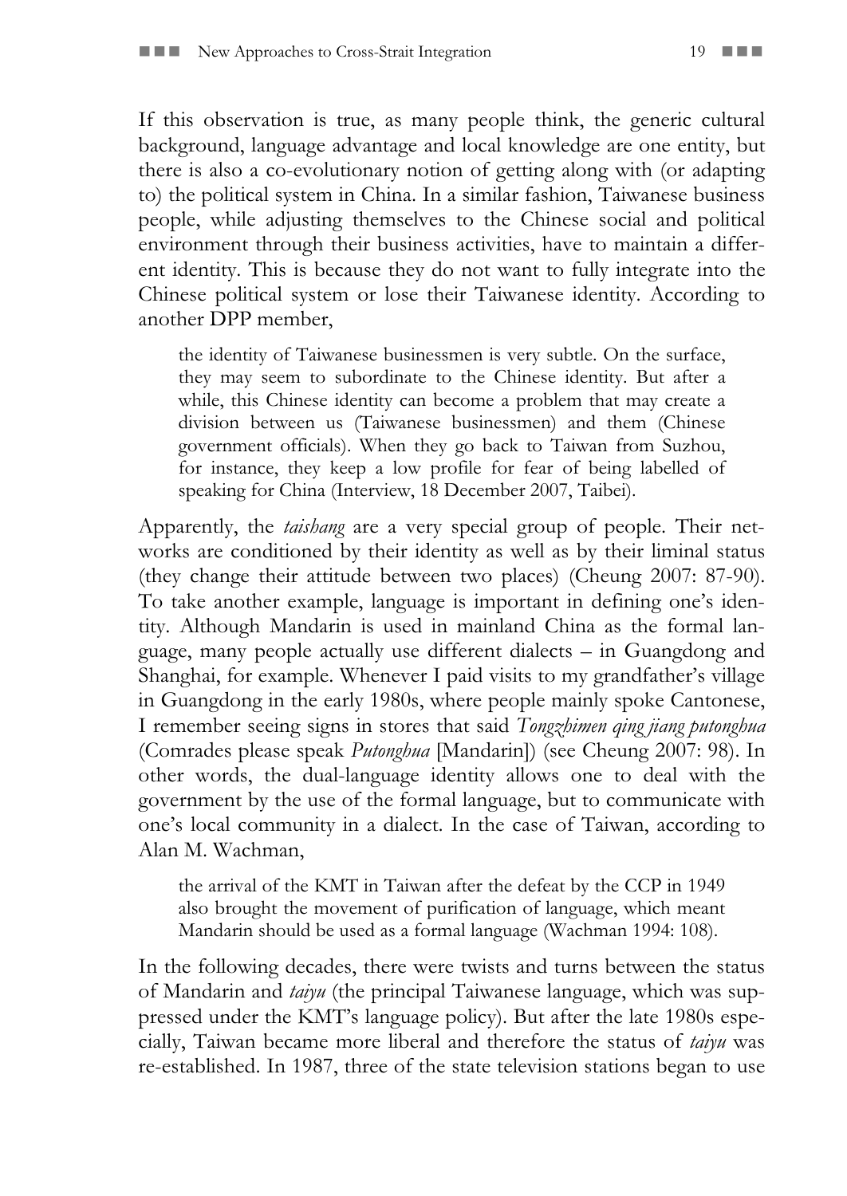If this observation is true, as many people think, the generic cultural background, language advantage and local knowledge are one entity, but there is also a co-evolutionary notion of getting along with (or adapting to) the political system in China. In a similar fashion, Taiwanese business people, while adjusting themselves to the Chinese social and political environment through their business activities, have to maintain a different identity. This is because they do not want to fully integrate into the Chinese political system or lose their Taiwanese identity. According to another DPP member,

> the identity of Taiwanese businessmen is very subtle. On the surface, they may seem to subordinate to the Chinese identity. But after a while, this Chinese identity can become a problem that may create a division between us (Taiwanese businessmen) and them (Chinese government officials). When they go back to Taiwan from Suzhou, for instance, they keep a low profile for fear of being labelled of speaking for China (Interview, 18 December 2007, Taibei).

Apparently, the *taishang* are a very special group of people. Their networks are conditioned by their identity as well as by their liminal status (they change their attitude between two places) (Cheung 2007: 87-90). To take another example, language is important in defining one's identity. Although Mandarin is used in mainland China as the formal language, many people actually use different dialects – in Guangdong and Shanghai, for example. Whenever I paid visits to my grandfather's village in Guangdong in the early 1980s, where people mainly spoke Cantonese, I remember seeing signs in stores that said *Tongzhimen qing jiang putonghua* (Comrades please speak *Putonghua* [Mandarin]) (see Cheung 2007: 98). In other words, the dual-language identity allows one to deal with the government by the use of the formal language, but to communicate with one's local community in a dialect. In the case of Taiwan, according to Alan M. Wachman,

> the arrival of the KMT in Taiwan after the defeat by the CCP in 1949 also brought the movement of purification of language, which meant Mandarin should be used as a formal language (Wachman 1994: 108).

In the following decades, there were twists and turns between the status of Mandarin and *taiyu* (the principal Taiwanese language, which was suppressed under the KMT's language policy). But after the late 1980s especially, Taiwan became more liberal and therefore the status of *taiyu* was re-established. In 1987, three of the state television stations began to use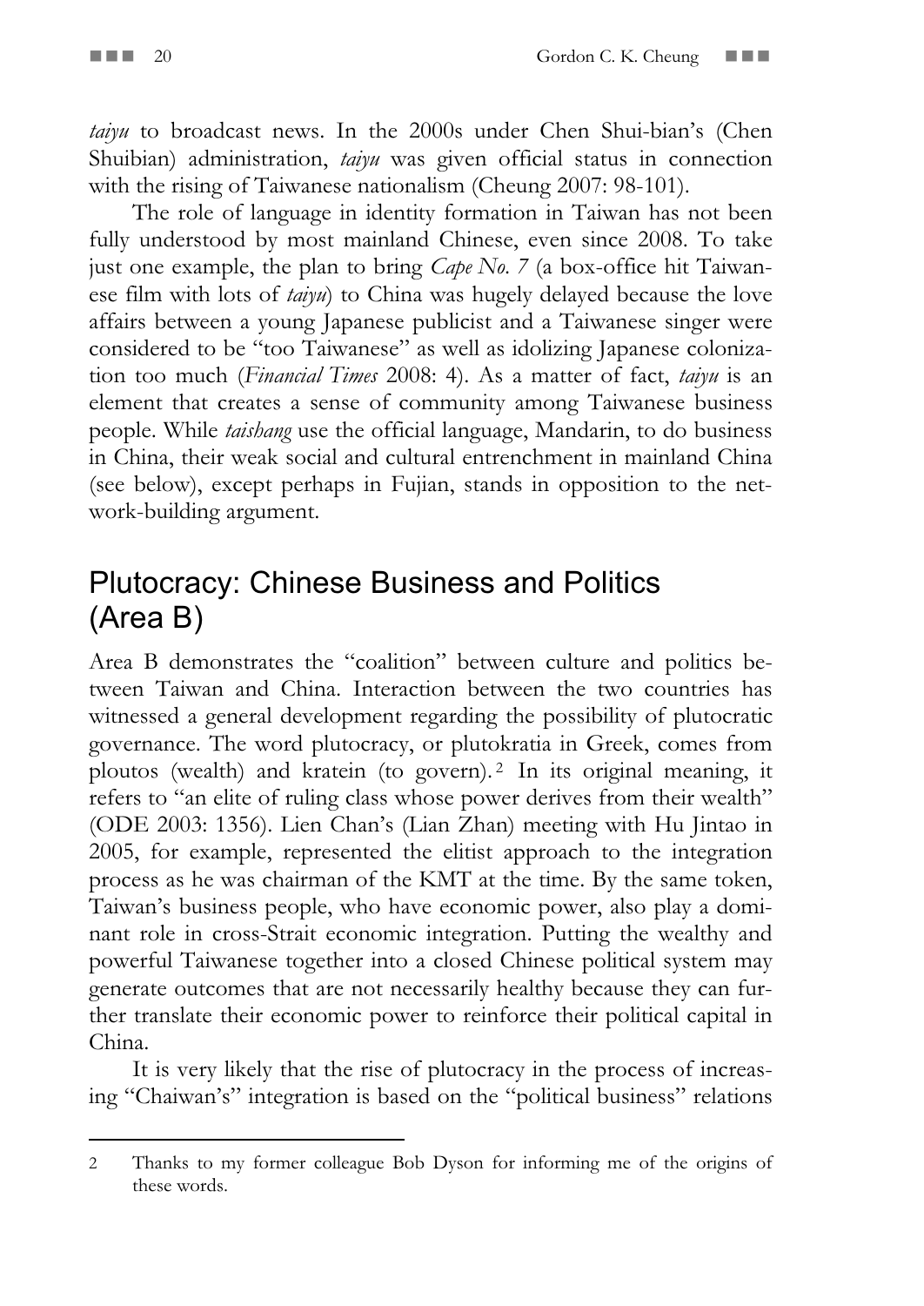*taiyu* to broadcast news. In the 2000s under Chen Shui-bian's (Chen Shuibian) administration, *taiyu* was given official status in connection with the rising of Taiwanese nationalism (Cheung 2007: 98-101).

The role of language in identity formation in Taiwan has not been fully understood by most mainland Chinese, even since 2008. To take just one example, the plan to bring *Cape No. 7* (a box-office hit Taiwanese film with lots of *taiyu*) to China was hugely delayed because the love affairs between a young Japanese publicist and a Taiwanese singer were considered to be "too Taiwanese" as well as idolizing Japanese colonization too much (*Financial Times* 2008: 4). As a matter of fact, *taiyu* is an element that creates a sense of community among Taiwanese business people. While *taishang* use the official language, Mandarin, to do business in China, their weak social and cultural entrenchment in mainland China (see below), except perhaps in Fujian, stands in opposition to the network-building argument.

## Plutocracy: Chinese Business and Politics (Area B)

Area B demonstrates the "coalition" between culture and politics between Taiwan and China. Interaction between the two countries has witnessed a general development regarding the possibility of plutocratic governance. The word plutocracy, or plutokratia in Greek, comes from ploutos (wealth) and kratein (to govern).[2] In its original meaning, it refers to "an elite of ruling class whose power derives from their wealth" (ODE 2003: 1356). Lien Chan's (Lian Zhan) meeting with Hu Jintao in 2005, for example, represented the elitist approach to the integration process as he was chairman of the KMT at the time. By the same token, Taiwan's business people, who have economic power, also play a dominant role in cross-Strait economic integration. Putting the wealthy and powerful Taiwanese together into a closed Chinese political system may generate outcomes that are not necessarily healthy because they can further translate their economic power to reinforce their political capital in China.

It is very likely that the rise of plutocracy in the process of increasing "Chaiwan's" integration is based on the "political business" relations

---

2 Thanks to my former colleague Bob Dyson for informing me of the origins of these words.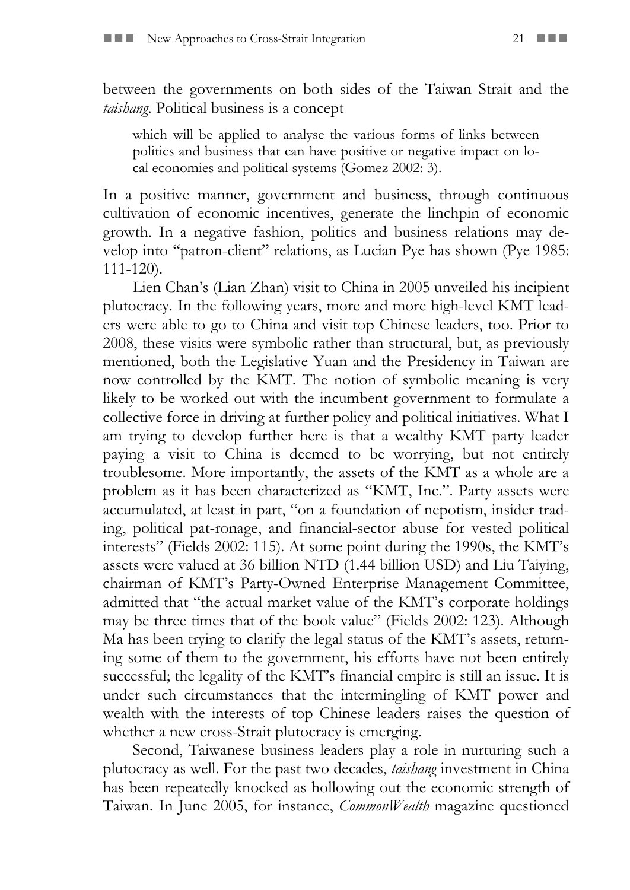between the governments on both sides of the Taiwan Strait and the *taishang*. Political business is a concept

> which will be applied to analyse the various forms of links between politics and business that can have positive or negative impact on local economies and political systems (Gomez 2002: 3).

In a positive manner, government and business, through continuous cultivation of economic incentives, generate the linchpin of economic growth. In a negative fashion, politics and business relations may develop into "patron-client" relations, as Lucian Pye has shown (Pye 1985: 111-120).

Lien Chan's (Lian Zhan) visit to China in 2005 unveiled his incipient plutocracy. In the following years, more and more high-level KMT leaders were able to go to China and visit top Chinese leaders, too. Prior to 2008, these visits were symbolic rather than structural, but, as previously mentioned, both the Legislative Yuan and the Presidency in Taiwan are now controlled by the KMT. The notion of symbolic meaning is very likely to be worked out with the incumbent government to formulate a collective force in driving at further policy and political initiatives. What I am trying to develop further here is that a wealthy KMT party leader paying a visit to China is deemed to be worrying, but not entirely troublesome. More importantly, the assets of the KMT as a whole are a problem as it has been characterized as "KMT, Inc.". Party assets were accumulated, at least in part, "on a foundation of nepotism, insider trading, political pat-ronage, and financial-sector abuse for vested political interests" (Fields 2002: 115). At some point during the 1990s, the KMT's assets were valued at 36 billion NTD (1.44 billion USD) and Liu Taiying, chairman of KMT's Party-Owned Enterprise Management Committee, admitted that "the actual market value of the KMT's corporate holdings may be three times that of the book value" (Fields 2002: 123). Although Ma has been trying to clarify the legal status of the KMT's assets, returning some of them to the government, his efforts have not been entirely successful; the legality of the KMT's financial empire is still an issue. It is under such circumstances that the intermingling of KMT power and wealth with the interests of top Chinese leaders raises the question of whether a new cross-Strait plutocracy is emerging.

Second, Taiwanese business leaders play a role in nurturing such a plutocracy as well. For the past two decades, *taishang* investment in China has been repeatedly knocked as hollowing out the economic strength of Taiwan. In June 2005, for instance, *CommonWealth* magazine questioned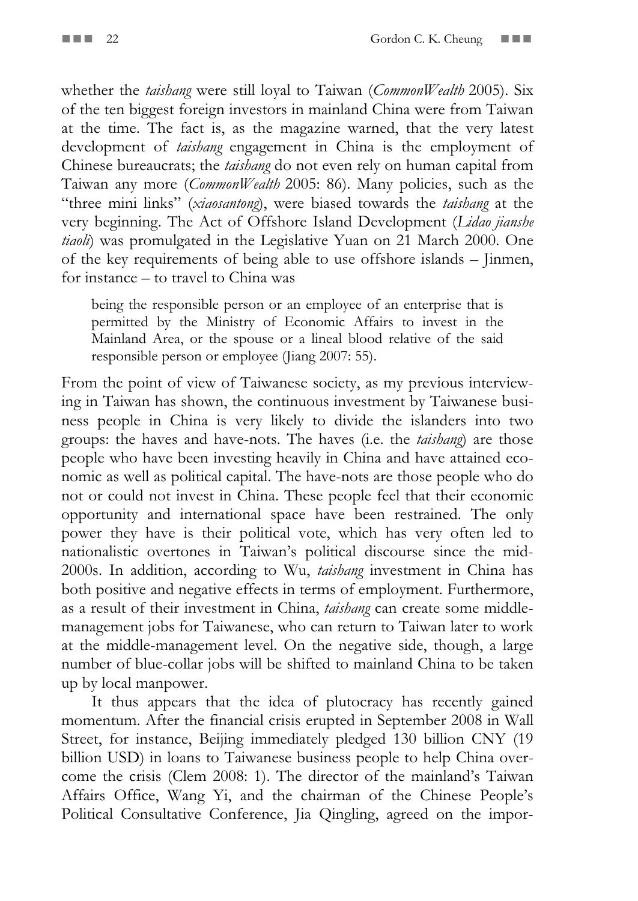whether the *taishang* were still loyal to Taiwan (*CommonWealth* 2005). Six of the ten biggest foreign investors in mainland China were from Taiwan at the time. The fact is, as the magazine warned, that the very latest development of *taishang* engagement in China is the employment of Chinese bureaucrats; the *taishang* do not even rely on human capital from Taiwan any more (*CommonWealth* 2005: 86). Many policies, such as the "three mini links" (*xiaosantong*), were biased towards the *taishang* at the very beginning. The Act of Offshore Island Development (*Lidao jianshe tiaoli*) was promulgated in the Legislative Yuan on 21 March 2000. One of the key requirements of being able to use offshore islands – Jinmen, for instance – to travel to China was

> being the responsible person or an employee of an enterprise that is permitted by the Ministry of Economic Affairs to invest in the Mainland Area, or the spouse or a lineal blood relative of the said responsible person or employee (Jiang 2007: 55).

From the point of view of Taiwanese society, as my previous interviewing in Taiwan has shown, the continuous investment by Taiwanese business people in China is very likely to divide the islanders into two groups: the haves and have-nots. The haves (i.e. the *taishang*) are those people who have been investing heavily in China and have attained economic as well as political capital. The have-nots are those people who do not or could not invest in China. These people feel that their economic opportunity and international space have been restrained. The only power they have is their political vote, which has very often led to nationalistic overtones in Taiwan's political discourse since the mid-2000s. In addition, according to Wu, *taishang* investment in China has both positive and negative effects in terms of employment. Furthermore, as a result of their investment in China, *taishang* can create some middle-management jobs for Taiwanese, who can return to Taiwan later to work at the middle-management level. On the negative side, though, a large number of blue-collar jobs will be shifted to mainland China to be taken up by local manpower.

It thus appears that the idea of plutocracy has recently gained momentum. After the financial crisis erupted in September 2008 in Wall Street, for instance, Beijing immediately pledged 130 billion CNY (19 billion USD) in loans to Taiwanese business people to help China overcome the crisis (Clem 2008: 1). The director of the mainland's Taiwan Affairs Office, Wang Yi, and the chairman of the Chinese People's Political Consultative Conference, Jia Qingling, agreed on the impor-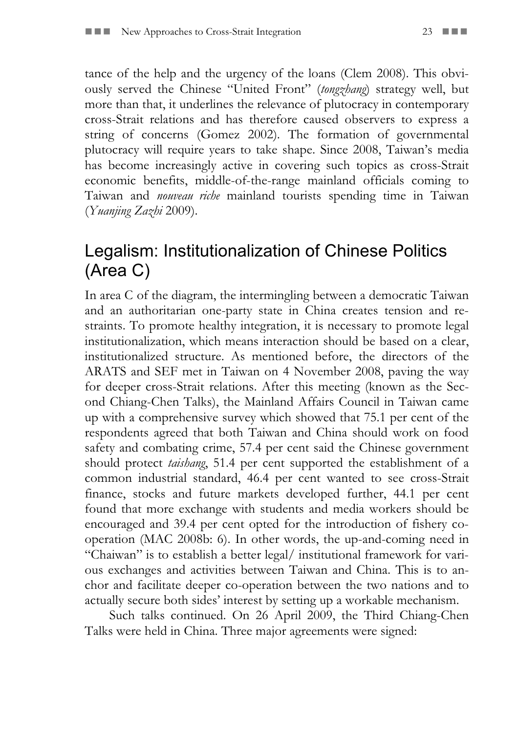tance of the help and the urgency of the loans (Clem 2008). This obviously served the Chinese "United Front" (*tongzhang*) strategy well, but more than that, it underlines the relevance of plutocracy in contemporary cross-Strait relations and has therefore caused observers to express a string of concerns (Gomez 2002). The formation of governmental plutocracy will require years to take shape. Since 2008, Taiwan's media has become increasingly active in covering such topics as cross-Strait economic benefits, middle-of-the-range mainland officials coming to Taiwan and *nouveau riche* mainland tourists spending time in Taiwan (*Yuanjing Zazhi* 2009).

## Legalism: Institutionalization of Chinese Politics (Area C)

In area C of the diagram, the intermingling between a democratic Taiwan and an authoritarian one-party state in China creates tension and restraints. To promote healthy integration, it is necessary to promote legal institutionalization, which means interaction should be based on a clear, institutionalized structure. As mentioned before, the directors of the ARATS and SEF met in Taiwan on 4 November 2008, paving the way for deeper cross-Strait relations. After this meeting (known as the Second Chiang-Chen Talks), the Mainland Affairs Council in Taiwan came up with a comprehensive survey which showed that 75.1 per cent of the respondents agreed that both Taiwan and China should work on food safety and combating crime, 57.4 per cent said the Chinese government should protect *taishang*, 51.4 per cent supported the establishment of a common industrial standard, 46.4 per cent wanted to see cross-Strait finance, stocks and future markets developed further, 44.1 per cent found that more exchange with students and media workers should be encouraged and 39.4 per cent opted for the introduction of fishery co-operation (MAC 2008b: 6). In other words, the up-and-coming need in "Chaiwan" is to establish a better legal/ institutional framework for various exchanges and activities between Taiwan and China. This is to anchor and facilitate deeper co-operation between the two nations and to actually secure both sides' interest by setting up a workable mechanism.

Such talks continued. On 26 April 2009, the Third Chiang-Chen Talks were held in China. Three major agreements were signed: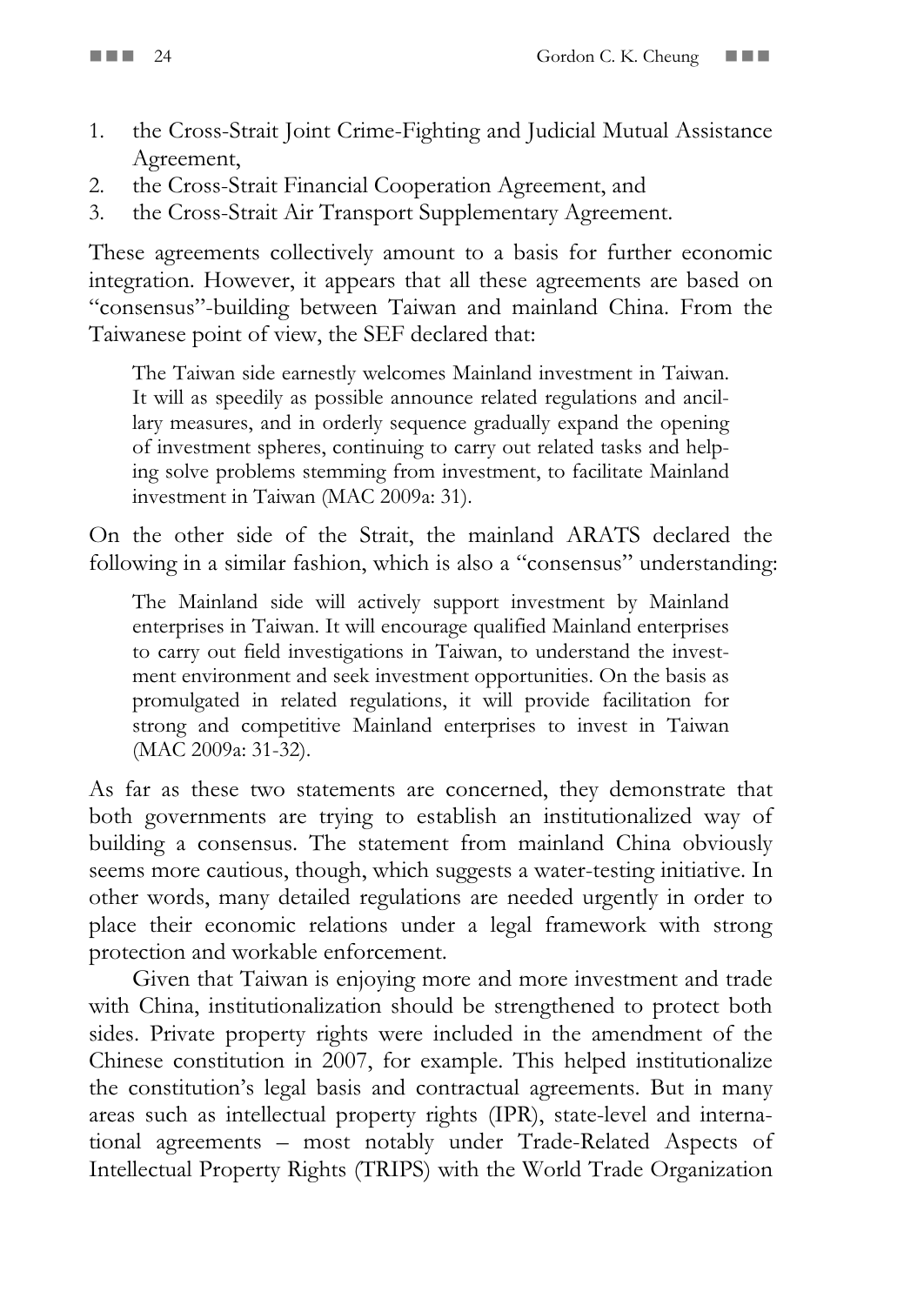1. the Cross-Strait Joint Crime-Fighting and Judicial Mutual Assistance Agreement,
2. the Cross-Strait Financial Cooperation Agreement, and
3. the Cross-Strait Air Transport Supplementary Agreement.

These agreements collectively amount to a basis for further economic integration. However, it appears that all these agreements are based on "consensus"-building between Taiwan and mainland China. From the Taiwanese point of view, the SEF declared that:

> The Taiwan side earnestly welcomes Mainland investment in Taiwan. It will as speedily as possible announce related regulations and ancillary measures, and in orderly sequence gradually expand the opening of investment spheres, continuing to carry out related tasks and helping solve problems stemming from investment, to facilitate Mainland investment in Taiwan (MAC 2009a: 31).

On the other side of the Strait, the mainland ARATS declared the following in a similar fashion, which is also a "consensus" understanding:

> The Mainland side will actively support investment by Mainland enterprises in Taiwan. It will encourage qualified Mainland enterprises to carry out field investigations in Taiwan, to understand the investment environment and seek investment opportunities. On the basis as promulgated in related regulations, it will provide facilitation for strong and competitive Mainland enterprises to invest in Taiwan (MAC 2009a: 31-32).

As far as these two statements are concerned, they demonstrate that both governments are trying to establish an institutionalized way of building a consensus. The statement from mainland China obviously seems more cautious, though, which suggests a water-testing initiative. In other words, many detailed regulations are needed urgently in order to place their economic relations under a legal framework with strong protection and workable enforcement.

Given that Taiwan is enjoying more and more investment and trade with China, institutionalization should be strengthened to protect both sides. Private property rights were included in the amendment of the Chinese constitution in 2007, for example. This helped institutionalize the constitution's legal basis and contractual agreements. But in many areas such as intellectual property rights (IPR), state-level and international agreements – most notably under Trade-Related Aspects of Intellectual Property Rights (TRIPS) with the World Trade Organization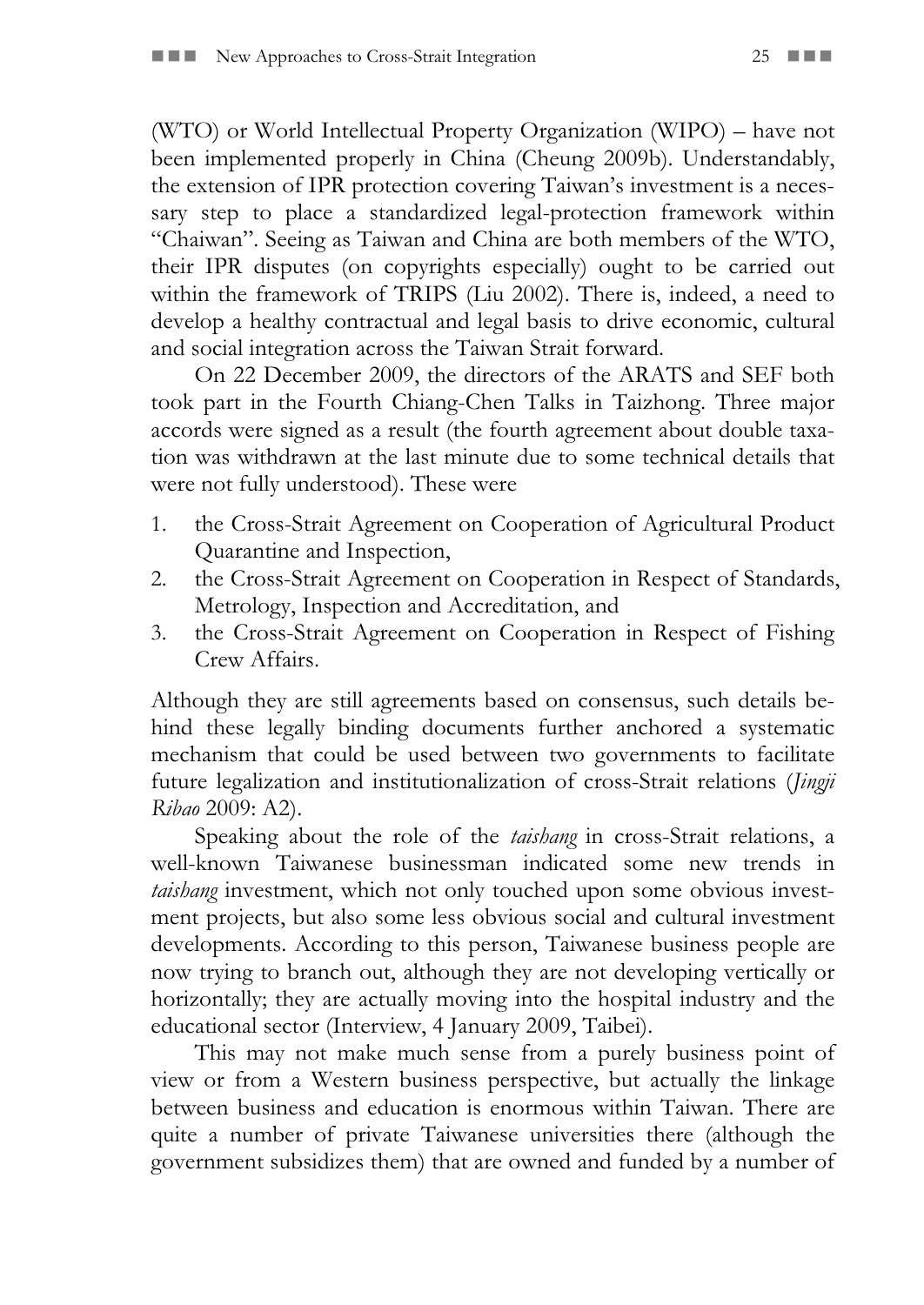(WTO) or World Intellectual Property Organization (WIPO) – have not been implemented properly in China (Cheung 2009b). Understandably, the extension of IPR protection covering Taiwan's investment is a necessary step to place a standardized legal-protection framework within "Chaiwan". Seeing as Taiwan and China are both members of the WTO, their IPR disputes (on copyrights especially) ought to be carried out within the framework of TRIPS (Liu 2002). There is, indeed, a need to develop a healthy contractual and legal basis to drive economic, cultural and social integration across the Taiwan Strait forward.

On 22 December 2009, the directors of the ARATS and SEF both took part in the Fourth Chiang-Chen Talks in Taizhong. Three major accords were signed as a result (the fourth agreement about double taxation was withdrawn at the last minute due to some technical details that were not fully understood). These were

1. the Cross-Strait Agreement on Cooperation of Agricultural Product Quarantine and Inspection,
2. the Cross-Strait Agreement on Cooperation in Respect of Standards, Metrology, Inspection and Accreditation, and
3. the Cross-Strait Agreement on Cooperation in Respect of Fishing Crew Affairs.

Although they are still agreements based on consensus, such details behind these legally binding documents further anchored a systematic mechanism that could be used between two governments to facilitate future legalization and institutionalization of cross-Strait relations (*Jingji Ribao* 2009: A2).

Speaking about the role of the *taishang* in cross-Strait relations, a well-known Taiwanese businessman indicated some new trends in *taishang* investment, which not only touched upon some obvious investment projects, but also some less obvious social and cultural investment developments. According to this person, Taiwanese business people are now trying to branch out, although they are not developing vertically or horizontally; they are actually moving into the hospital industry and the educational sector (Interview, 4 January 2009, Taibei).

This may not make much sense from a purely business point of view or from a Western business perspective, but actually the linkage between business and education is enormous within Taiwan. There are quite a number of private Taiwanese universities there (although the government subsidizes them) that are owned and funded by a number of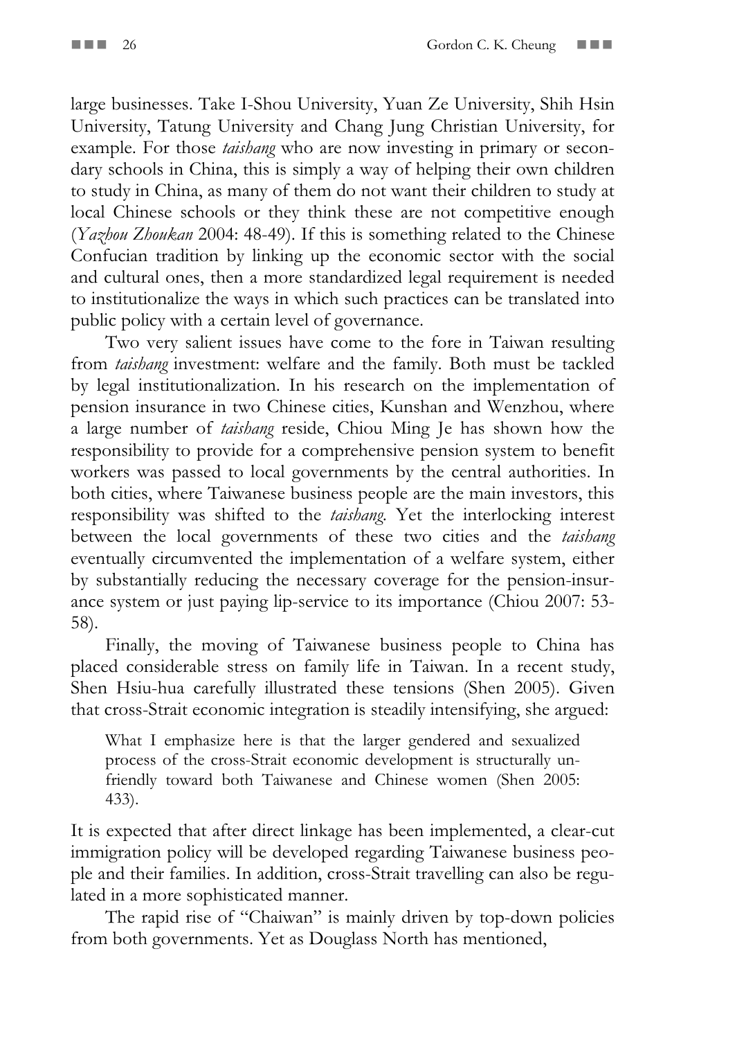large businesses. Take I-Shou University, Yuan Ze University, Shih Hsin University, Tatung University and Chang Jung Christian University, for example. For those *taishang* who are now investing in primary or secondary schools in China, this is simply a way of helping their own children to study in China, as many of them do not want their children to study at local Chinese schools or they think these are not competitive enough (*Yazhou Zhoukan* 2004: 48-49). If this is something related to the Chinese Confucian tradition by linking up the economic sector with the social and cultural ones, then a more standardized legal requirement is needed to institutionalize the ways in which such practices can be translated into public policy with a certain level of governance.

Two very salient issues have come to the fore in Taiwan resulting from *taishang* investment: welfare and the family. Both must be tackled by legal institutionalization. In his research on the implementation of pension insurance in two Chinese cities, Kunshan and Wenzhou, where a large number of *taishang* reside, Chiou Ming Je has shown how the responsibility to provide for a comprehensive pension system to benefit workers was passed to local governments by the central authorities. In both cities, where Taiwanese business people are the main investors, this responsibility was shifted to the *taishang*. Yet the interlocking interest between the local governments of these two cities and the *taishang* eventually circumvented the implementation of a welfare system, either by substantially reducing the necessary coverage for the pension-insurance system or just paying lip-service to its importance (Chiou 2007: 53-58).

Finally, the moving of Taiwanese business people to China has placed considerable stress on family life in Taiwan. In a recent study, Shen Hsiu-hua carefully illustrated these tensions (Shen 2005). Given that cross-Strait economic integration is steadily intensifying, she argued:

> What I emphasize here is that the larger gendered and sexualized process of the cross-Strait economic development is structurally unfriendly toward both Taiwanese and Chinese women (Shen 2005: 433).

It is expected that after direct linkage has been implemented, a clear-cut immigration policy will be developed regarding Taiwanese business people and their families. In addition, cross-Strait travelling can also be regulated in a more sophisticated manner.

The rapid rise of "Chaiwan" is mainly driven by top-down policies from both governments. Yet as Douglass North has mentioned,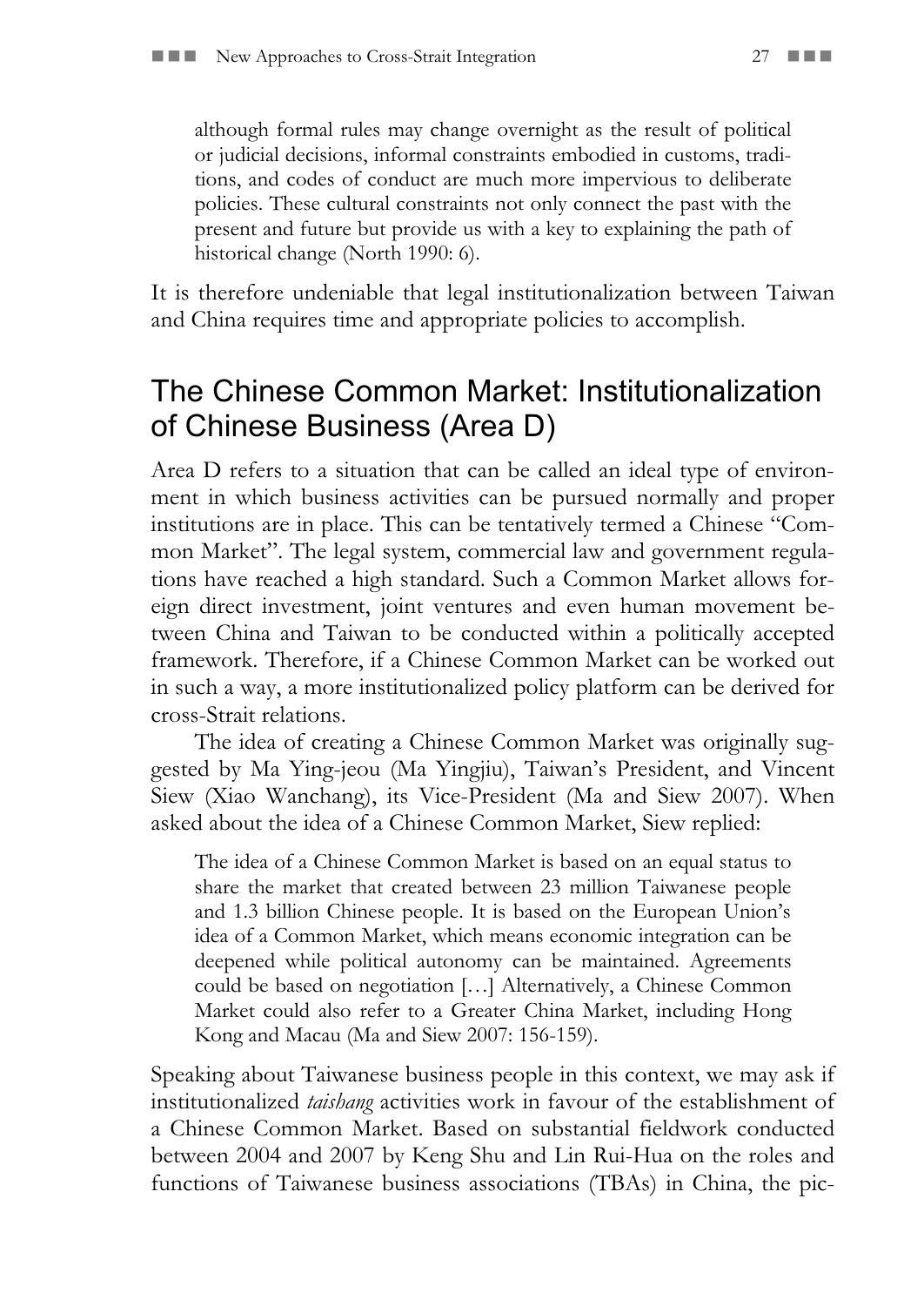> although formal rules may change overnight as the result of political or judicial decisions, informal constraints embodied in customs, traditions, and codes of conduct are much more impervious to deliberate policies. These cultural constraints not only connect the past with the present and future but provide us with a key to explaining the path of historical change (North 1990: 6).

It is therefore undeniable that legal institutionalization between Taiwan and China requires time and appropriate policies to accomplish.

## The Chinese Common Market: Institutionalization of Chinese Business (Area D)

Area D refers to a situation that can be called an ideal type of environment in which business activities can be pursued normally and proper institutions are in place. This can be tentatively termed a Chinese "Common Market". The legal system, commercial law and government regulations have reached a high standard. Such a Common Market allows foreign direct investment, joint ventures and even human movement between China and Taiwan to be conducted within a politically accepted framework. Therefore, if a Chinese Common Market can be worked out in such a way, a more institutionalized policy platform can be derived for cross-Strait relations.

The idea of creating a Chinese Common Market was originally suggested by Ma Ying-jeou (Ma Yingjiu), Taiwan's President, and Vincent Siew (Xiao Wanchang), its Vice-President (Ma and Siew 2007). When asked about the idea of a Chinese Common Market, Siew replied:

> The idea of a Chinese Common Market is based on an equal status to share the market that created between 23 million Taiwanese people and 1.3 billion Chinese people. It is based on the European Union's idea of a Common Market, which means economic integration can be deepened while political autonomy can be maintained. Agreements could be based on negotiation […] Alternatively, a Chinese Common Market could also refer to a Greater China Market, including Hong Kong and Macau (Ma and Siew 2007: 156-159).

Speaking about Taiwanese business people in this context, we may ask if institutionalized *taishang* activities work in favour of the establishment of a Chinese Common Market. Based on substantial fieldwork conducted between 2004 and 2007 by Keng Shu and Lin Rui-Hua on the roles and functions of Taiwanese business associations (TBAs) in China, the pic-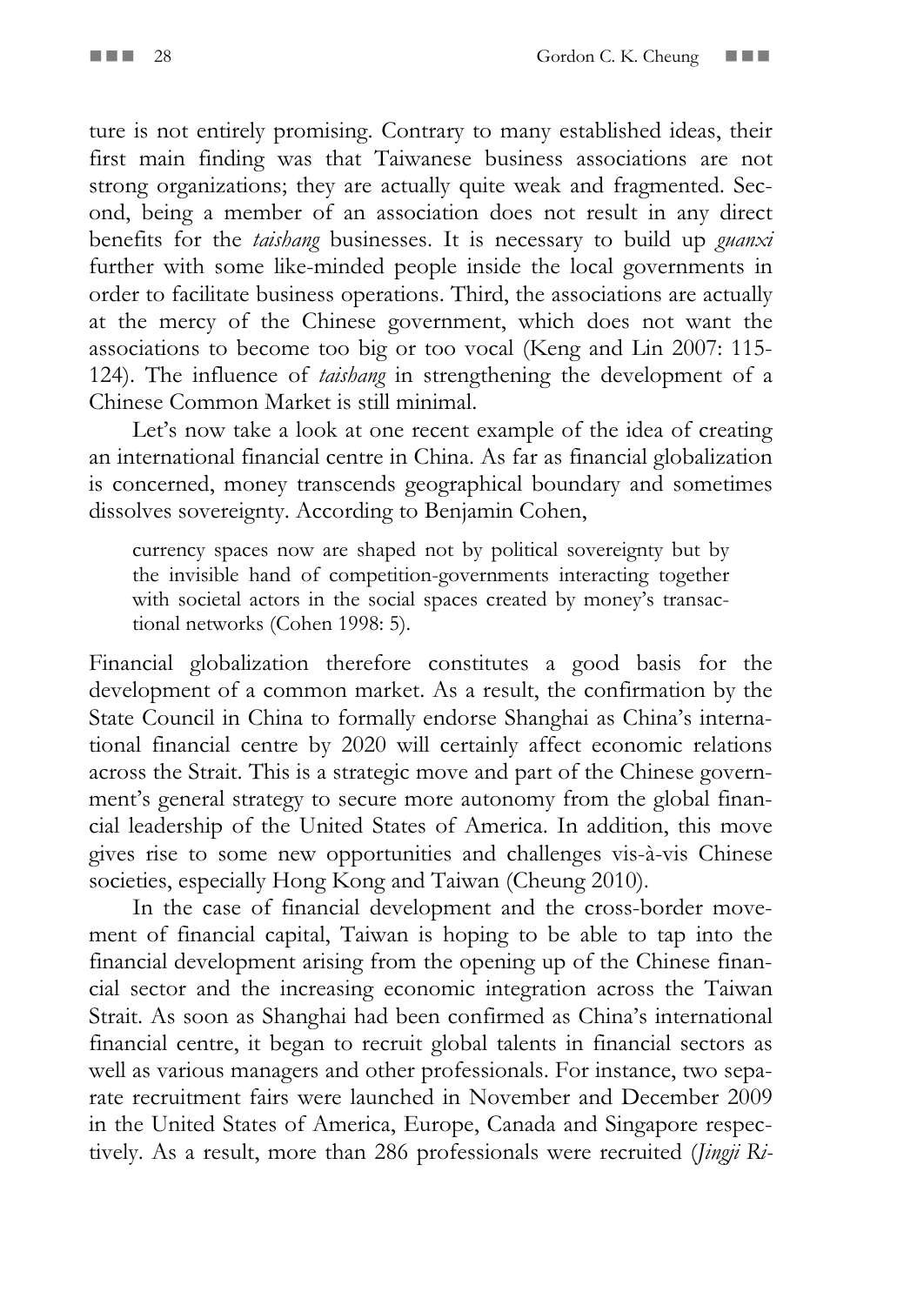ture is not entirely promising. Contrary to many established ideas, their first main finding was that Taiwanese business associations are not strong organizations; they are actually quite weak and fragmented. Second, being a member of an association does not result in any direct benefits for the *taishang* businesses. It is necessary to build up *guanxi* further with some like-minded people inside the local governments in order to facilitate business operations. Third, the associations are actually at the mercy of the Chinese government, which does not want the associations to become too big or too vocal (Keng and Lin 2007: 115-124). The influence of *taishang* in strengthening the development of a Chinese Common Market is still minimal.

Let's now take a look at one recent example of the idea of creating an international financial centre in China. As far as financial globalization is concerned, money transcends geographical boundary and sometimes dissolves sovereignty. According to Benjamin Cohen,

> currency spaces now are shaped not by political sovereignty but by the invisible hand of competition-governments interacting together with societal actors in the social spaces created by money's transactional networks (Cohen 1998: 5).

Financial globalization therefore constitutes a good basis for the development of a common market. As a result, the confirmation by the State Council in China to formally endorse Shanghai as China's international financial centre by 2020 will certainly affect economic relations across the Strait. This is a strategic move and part of the Chinese government's general strategy to secure more autonomy from the global financial leadership of the United States of America. In addition, this move gives rise to some new opportunities and challenges vis-à-vis Chinese societies, especially Hong Kong and Taiwan (Cheung 2010).

In the case of financial development and the cross-border movement of financial capital, Taiwan is hoping to be able to tap into the financial development arising from the opening up of the Chinese financial sector and the increasing economic integration across the Taiwan Strait. As soon as Shanghai had been confirmed as China's international financial centre, it began to recruit global talents in financial sectors as well as various managers and other professionals. For instance, two separate recruitment fairs were launched in November and December 2009 in the United States of America, Europe, Canada and Singapore respectively. As a result, more than 286 professionals were recruited (*Jingji Ri-*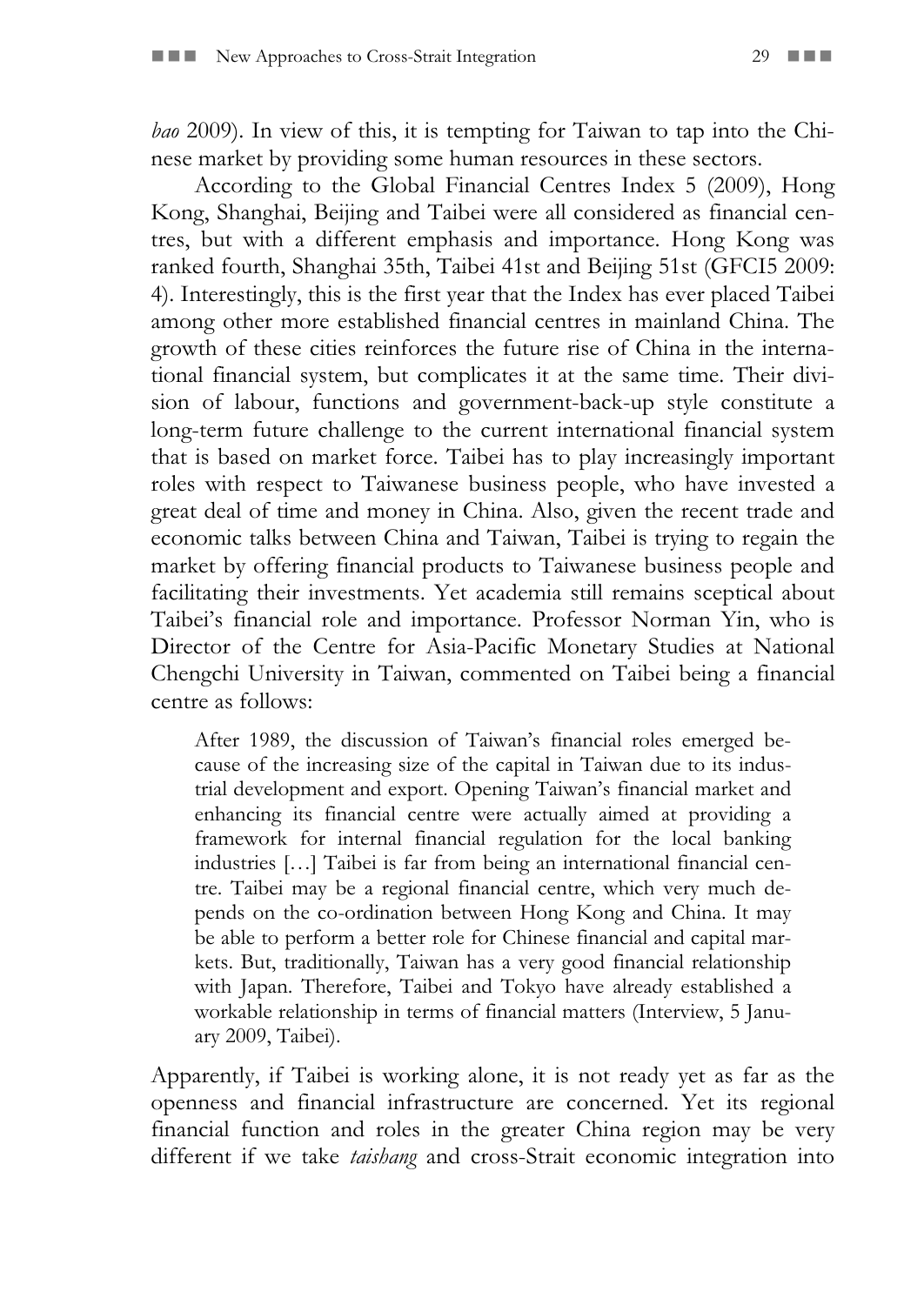*bao* 2009). In view of this, it is tempting for Taiwan to tap into the Chinese market by providing some human resources in these sectors.

According to the Global Financial Centres Index 5 (2009), Hong Kong, Shanghai, Beijing and Taibei were all considered as financial centres, but with a different emphasis and importance. Hong Kong was ranked fourth, Shanghai 35th, Taibei 41st and Beijing 51st (GFCI5 2009: 4). Interestingly, this is the first year that the Index has ever placed Taibei among other more established financial centres in mainland China. The growth of these cities reinforces the future rise of China in the international financial system, but complicates it at the same time. Their division of labour, functions and government-back-up style constitute a long-term future challenge to the current international financial system that is based on market force. Taibei has to play increasingly important roles with respect to Taiwanese business people, who have invested a great deal of time and money in China. Also, given the recent trade and economic talks between China and Taiwan, Taibei is trying to regain the market by offering financial products to Taiwanese business people and facilitating their investments. Yet academia still remains sceptical about Taibei's financial role and importance. Professor Norman Yin, who is Director of the Centre for Asia-Pacific Monetary Studies at National Chengchi University in Taiwan, commented on Taibei being a financial centre as follows:

> After 1989, the discussion of Taiwan's financial roles emerged because of the increasing size of the capital in Taiwan due to its industrial development and export. Opening Taiwan's financial market and enhancing its financial centre were actually aimed at providing a framework for internal financial regulation for the local banking industries […] Taibei is far from being an international financial centre. Taibei may be a regional financial centre, which very much depends on the co-ordination between Hong Kong and China. It may be able to perform a better role for Chinese financial and capital markets. But, traditionally, Taiwan has a very good financial relationship with Japan. Therefore, Taibei and Tokyo have already established a workable relationship in terms of financial matters (Interview, 5 January 2009, Taibei).

Apparently, if Taibei is working alone, it is not ready yet as far as the openness and financial infrastructure are concerned. Yet its regional financial function and roles in the greater China region may be very different if we take *taishang* and cross-Strait economic integration into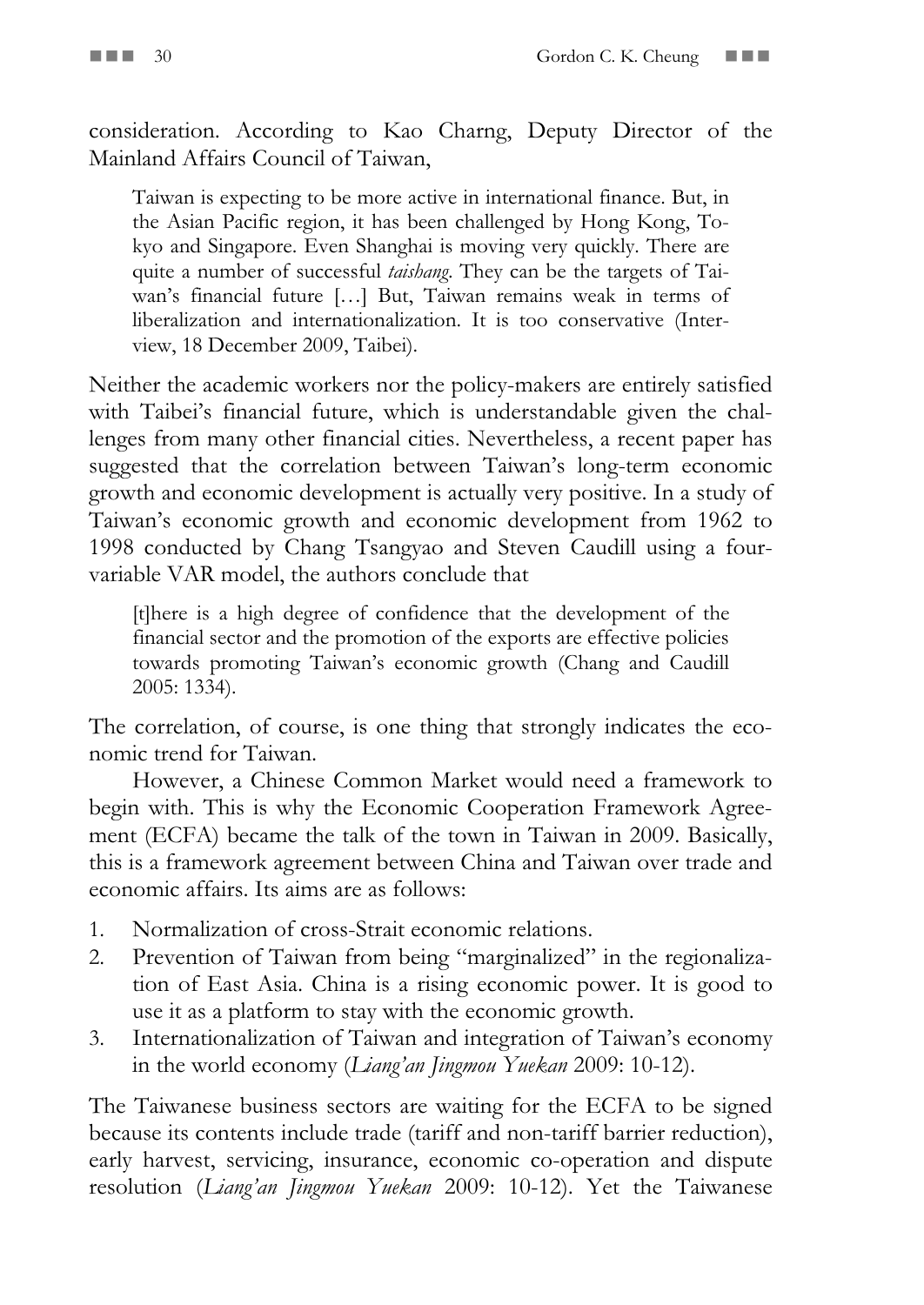consideration. According to Kao Charng, Deputy Director of the Mainland Affairs Council of Taiwan,

> Taiwan is expecting to be more active in international finance. But, in the Asian Pacific region, it has been challenged by Hong Kong, Tokyo and Singapore. Even Shanghai is moving very quickly. There are quite a number of successful *taishang*. They can be the targets of Taiwan's financial future […] But, Taiwan remains weak in terms of liberalization and internationalization. It is too conservative (Interview, 18 December 2009, Taibei).

Neither the academic workers nor the policy-makers are entirely satisfied with Taibei's financial future, which is understandable given the challenges from many other financial cities. Nevertheless, a recent paper has suggested that the correlation between Taiwan's long-term economic growth and economic development is actually very positive. In a study of Taiwan's economic growth and economic development from 1962 to 1998 conducted by Chang Tsangyao and Steven Caudill using a four-variable VAR model, the authors conclude that

> [t]here is a high degree of confidence that the development of the financial sector and the promotion of the exports are effective policies towards promoting Taiwan's economic growth (Chang and Caudill 2005: 1334).

The correlation, of course, is one thing that strongly indicates the economic trend for Taiwan.

However, a Chinese Common Market would need a framework to begin with. This is why the Economic Cooperation Framework Agreement (ECFA) became the talk of the town in Taiwan in 2009. Basically, this is a framework agreement between China and Taiwan over trade and economic affairs. Its aims are as follows:

1. Normalization of cross-Strait economic relations.
2. Prevention of Taiwan from being "marginalized" in the regionalization of East Asia. China is a rising economic power. It is good to use it as a platform to stay with the economic growth.
3. Internationalization of Taiwan and integration of Taiwan's economy in the world economy (*Liang'an Jingmou Yuekan* 2009: 10-12).

The Taiwanese business sectors are waiting for the ECFA to be signed because its contents include trade (tariff and non-tariff barrier reduction), early harvest, servicing, insurance, economic co-operation and dispute resolution (*Liang'an Jingmou Yuekan* 2009: 10-12). Yet the Taiwanese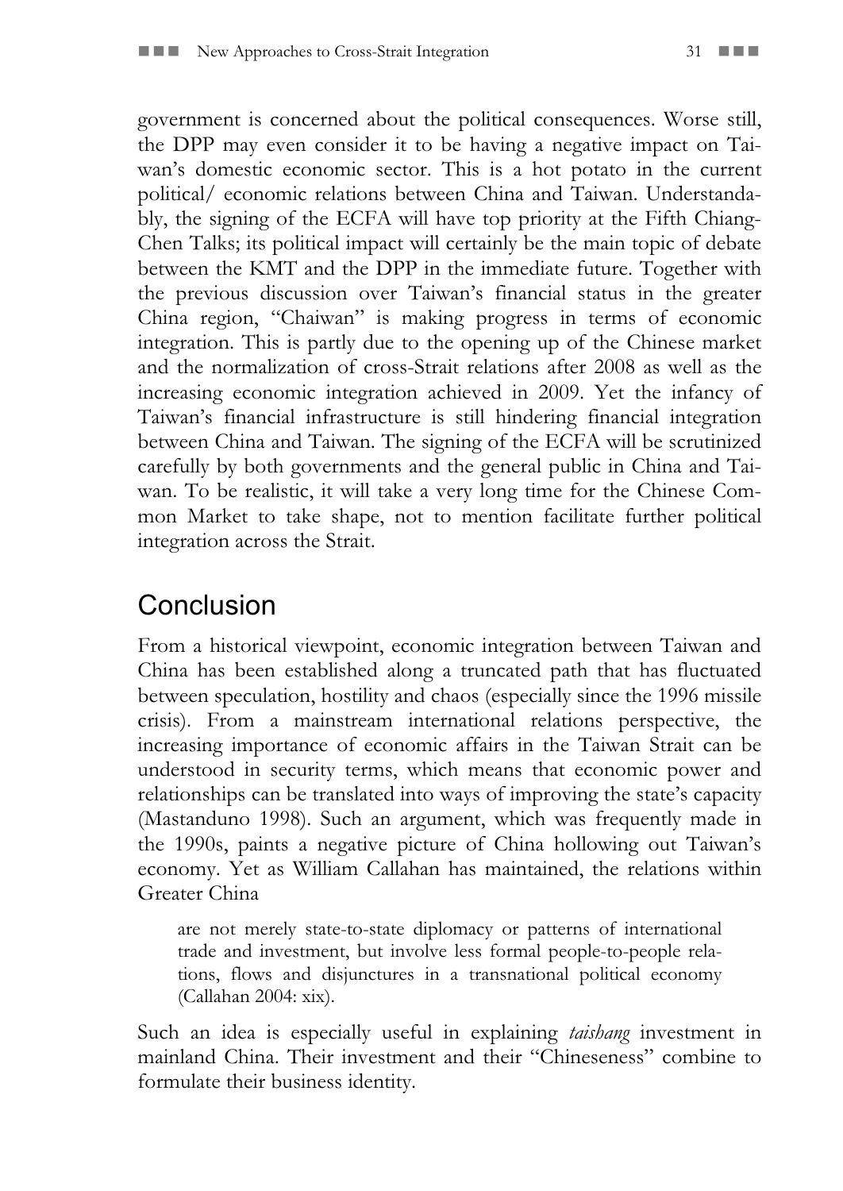government is concerned about the political consequences. Worse still, the DPP may even consider it to be having a negative impact on Taiwan's domestic economic sector. This is a hot potato in the current political/ economic relations between China and Taiwan. Understandably, the signing of the ECFA will have top priority at the Fifth Chiang-Chen Talks; its political impact will certainly be the main topic of debate between the KMT and the DPP in the immediate future. Together with the previous discussion over Taiwan's financial status in the greater China region, "Chaiwan" is making progress in terms of economic integration. This is partly due to the opening up of the Chinese market and the normalization of cross-Strait relations after 2008 as well as the increasing economic integration achieved in 2009. Yet the infancy of Taiwan's financial infrastructure is still hindering financial integration between China and Taiwan. The signing of the ECFA will be scrutinized carefully by both governments and the general public in China and Taiwan. To be realistic, it will take a very long time for the Chinese Common Market to take shape, not to mention facilitate further political integration across the Strait.

## Conclusion

From a historical viewpoint, economic integration between Taiwan and China has been established along a truncated path that has fluctuated between speculation, hostility and chaos (especially since the 1996 missile crisis). From a mainstream international relations perspective, the increasing importance of economic affairs in the Taiwan Strait can be understood in security terms, which means that economic power and relationships can be translated into ways of improving the state's capacity (Mastanduno 1998). Such an argument, which was frequently made in the 1990s, paints a negative picture of China hollowing out Taiwan's economy. Yet as William Callahan has maintained, the relations within Greater China

> are not merely state-to-state diplomacy or patterns of international trade and investment, but involve less formal people-to-people relations, flows and disjunctures in a transnational political economy (Callahan 2004: xix).

Such an idea is especially useful in explaining *taishang* investment in mainland China. Their investment and their "Chineseness" combine to formulate their business identity.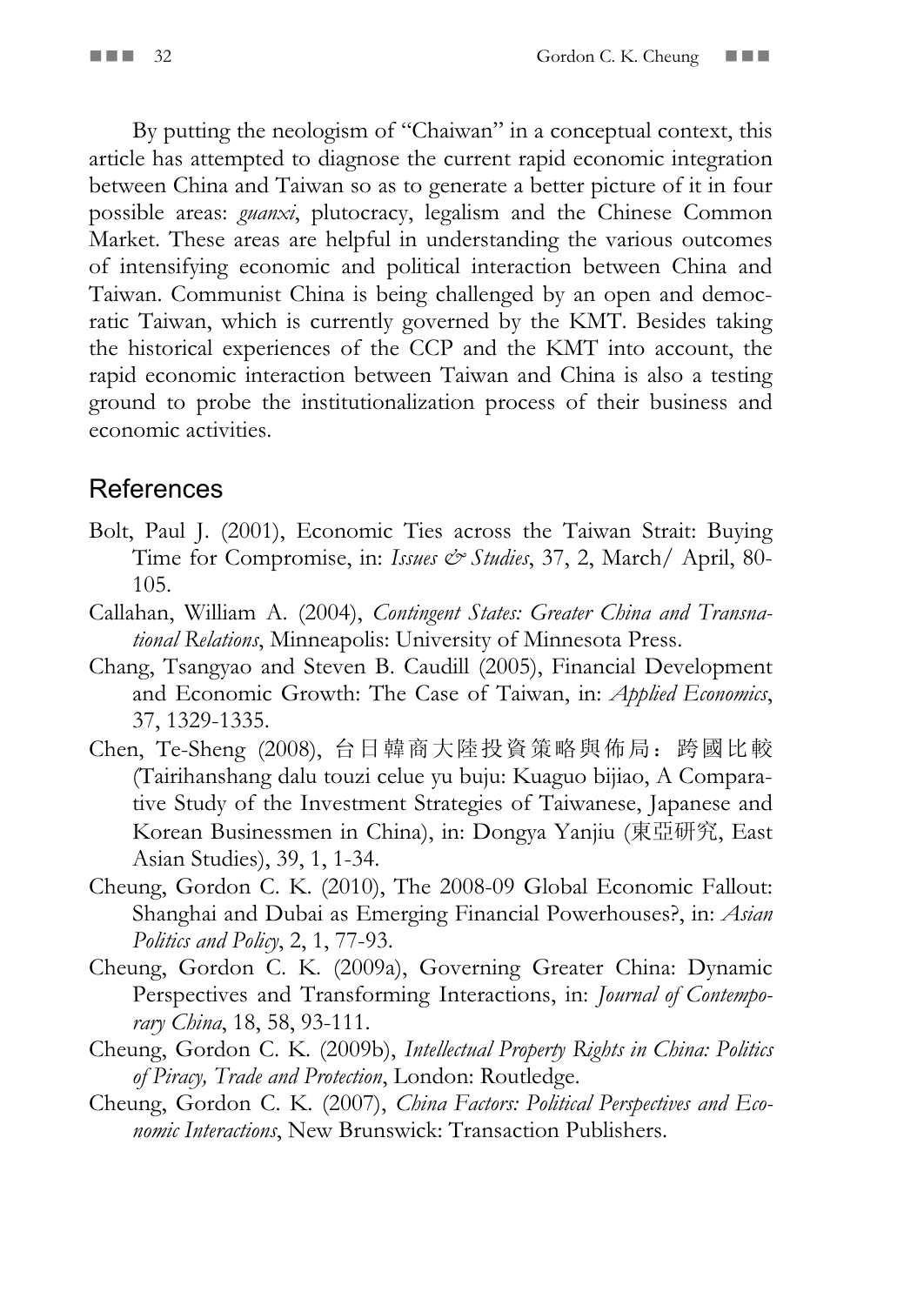By putting the neologism of "Chaiwan" in a conceptual context, this article has attempted to diagnose the current rapid economic integration between China and Taiwan so as to generate a better picture of it in four possible areas: *guanxi*, plutocracy, legalism and the Chinese Common Market. These areas are helpful in understanding the various outcomes of intensifying economic and political interaction between China and Taiwan. Communist China is being challenged by an open and democratic Taiwan, which is currently governed by the KMT. Besides taking the historical experiences of the CCP and the KMT into account, the rapid economic interaction between Taiwan and China is also a testing ground to probe the institutionalization process of their business and economic activities.

## References

Bolt, Paul J. (2001), Economic Ties across the Taiwan Strait: Buying Time for Compromise, in: *Issues & Studies*, 37, 2, March/ April, 80-105.

Callahan, William A. (2004), *Contingent States: Greater China and Transnational Relations*, Minneapolis: University of Minnesota Press.

Chang, Tsangyao and Steven B. Caudill (2005), Financial Development and Economic Growth: The Case of Taiwan, in: *Applied Economics*, 37, 1329-1335.

Chen, Te-Sheng (2008), 台日韓商大陸投資策略與佈局：跨國比較 (Tairihanshang dalu touzi celue yu buju: Kuaguo bijiao, A Comparative Study of the Investment Strategies of Taiwanese, Japanese and Korean Businessmen in China), in: Dongya Yanjiu (東亞研究, East Asian Studies), 39, 1, 1-34.

Cheung, Gordon C. K. (2010), The 2008-09 Global Economic Fallout: Shanghai and Dubai as Emerging Financial Powerhouses?, in: *Asian Politics and Policy*, 2, 1, 77-93.

Cheung, Gordon C. K. (2009a), Governing Greater China: Dynamic Perspectives and Transforming Interactions, in: *Journal of Contemporary China*, 18, 58, 93-111.

Cheung, Gordon C. K. (2009b), *Intellectual Property Rights in China: Politics of Piracy, Trade and Protection*, London: Routledge.

Cheung, Gordon C. K. (2007), *China Factors: Political Perspectives and Economic Interactions*, New Brunswick: Transaction Publishers.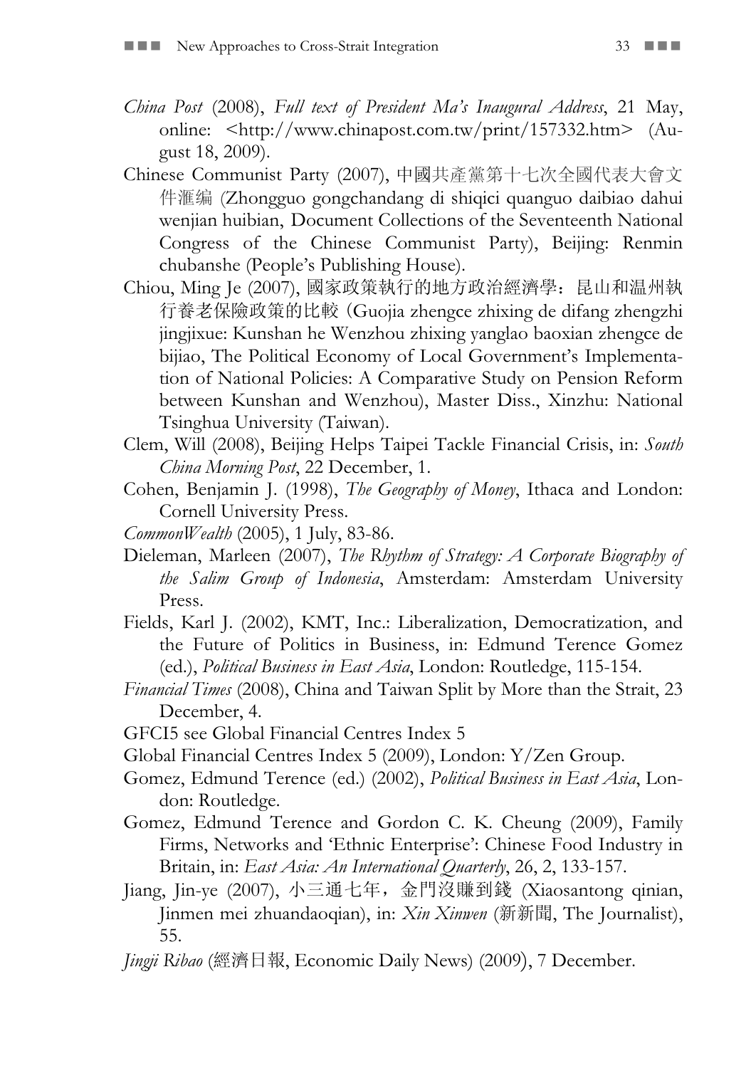*China Post* (2008), *Full text of President Ma's Inaugural Address*, 21 May, online: <http://www.chinapost.com.tw/print/157332.htm> (August 18, 2009).

Chinese Communist Party (2007), 中國共產黨第十七次全國代表大會文件滙编 (Zhongguo gongchandang di shiqici quanguo daibiao dahui wenjian huibian, Document Collections of the Seventeenth National Congress of the Chinese Communist Party), Beijing: Renmin chubanshe (People's Publishing House).

Chiou, Ming Je (2007), 國家政策執行的地方政治經濟學：昆山和温州執行養老保險政策的比較（Guojia zhengce zhixing de difang zhengzhi jingjixue: Kunshan he Wenzhou zhixing yanglao baoxian zhengce de bijiao, The Political Economy of Local Government's Implementation of National Policies: A Comparative Study on Pension Reform between Kunshan and Wenzhou), Master Diss., Xinzhu: National Tsinghua University (Taiwan).

Clem, Will (2008), Beijing Helps Taipei Tackle Financial Crisis, in: *South China Morning Post*, 22 December, 1.

Cohen, Benjamin J. (1998), *The Geography of Money*, Ithaca and London: Cornell University Press.

*CommonWealth* (2005), 1 July, 83-86.

Dieleman, Marleen (2007), *The Rhythm of Strategy: A Corporate Biography of the Salim Group of Indonesia*, Amsterdam: Amsterdam University Press.

Fields, Karl J. (2002), KMT, Inc.: Liberalization, Democratization, and the Future of Politics in Business, in: Edmund Terence Gomez (ed.), *Political Business in East Asia*, London: Routledge, 115-154.

*Financial Times* (2008), China and Taiwan Split by More than the Strait, 23 December, 4.

GFCI5 see Global Financial Centres Index 5

Global Financial Centres Index 5 (2009), London: Y/Zen Group.

Gomez, Edmund Terence (ed.) (2002), *Political Business in East Asia*, London: Routledge.

Gomez, Edmund Terence and Gordon C. K. Cheung (2009), Family Firms, Networks and 'Ethnic Enterprise': Chinese Food Industry in Britain, in: *East Asia: An International Quarterly*, 26, 2, 133-157.

Jiang, Jin-ye (2007), 小三通七年，金門沒賺到錢 (Xiaosantong qinian, Jinmen mei zhuandaoqian), in: *Xin Xinwen* (新新聞, The Journalist), 55.

*Jingji Ribao* (經濟日報, Economic Daily News) (2009), 7 December.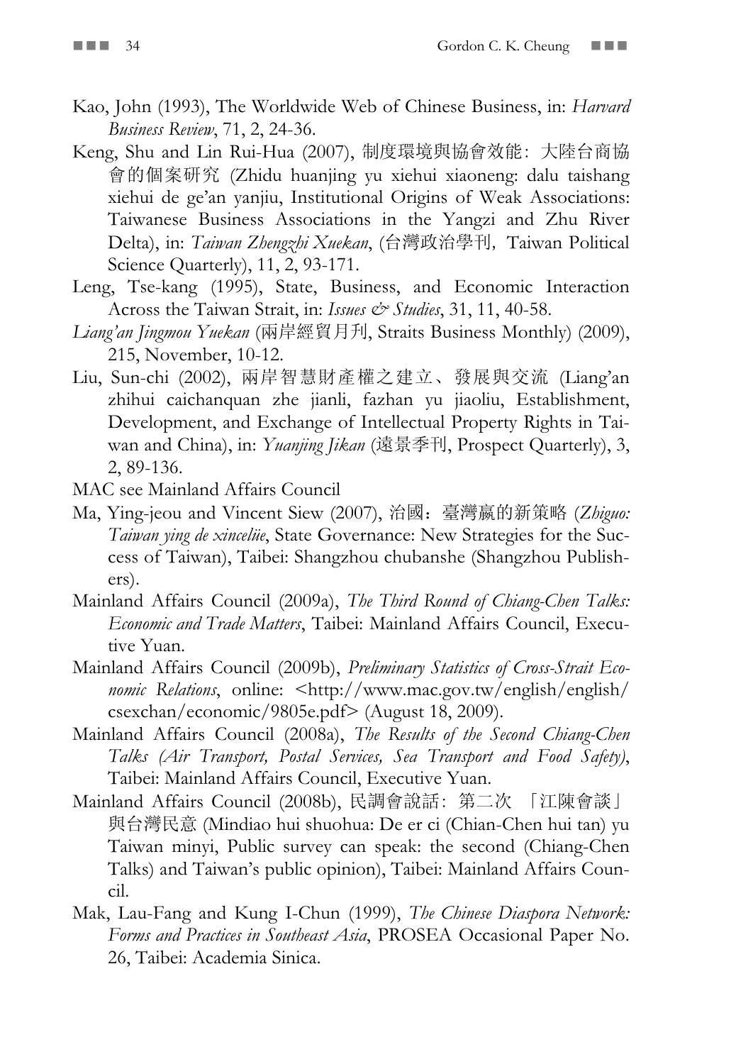Kao, John (1993), The Worldwide Web of Chinese Business, in: *Harvard Business Review*, 71, 2, 24-36.

Keng, Shu and Lin Rui-Hua (2007), 制度環境與協會效能：大陸台商協會的個案研究 (Zhidu huanjing yu xiehui xiaoneng: dalu taishang xiehui de ge'an yanjiu, Institutional Origins of Weak Associations: Taiwanese Business Associations in the Yangzi and Zhu River Delta), in: *Taiwan Zhengzhi Xuekan*, (台灣政治學刊, Taiwan Political Science Quarterly), 11, 2, 93-171.

Leng, Tse-kang (1995), State, Business, and Economic Interaction Across the Taiwan Strait, in: *Issues & Studies*, 31, 11, 40-58.

*Liang'an Jingmou Yuekan* (兩岸經貿月刊, Straits Business Monthly) (2009), 215, November, 10-12.

Liu, Sun-chi (2002), 兩岸智慧財產權之建立、發展與交流 (Liang'an zhihui caichanquan zhe jianli, fazhan yu jiaoliu, Establishment, Development, and Exchange of Intellectual Property Rights in Taiwan and China), in: *Yuanjing Jikan* (遠景季刊, Prospect Quarterly), 3, 2, 89-136.

MAC see Mainland Affairs Council

Ma, Ying-jeou and Vincent Siew (2007), 治國：臺灣贏的新策略 (*Zhiguo: Taiwan ying de xincelüe*, State Governance: New Strategies for the Success of Taiwan), Taibei: Shangzhou chubanshe (Shangzhou Publishers).

Mainland Affairs Council (2009a), *The Third Round of Chiang-Chen Talks: Economic and Trade Matters*, Taibei: Mainland Affairs Council, Executive Yuan.

Mainland Affairs Council (2009b), *Preliminary Statistics of Cross-Strait Economic Relations*, online: <http://www.mac.gov.tw/english/english/csexchan/economic/9805e.pdf> (August 18, 2009).

Mainland Affairs Council (2008a), *The Results of the Second Chiang-Chen Talks (Air Transport, Postal Services, Sea Transport and Food Safety)*, Taibei: Mainland Affairs Council, Executive Yuan.

Mainland Affairs Council (2008b), 民調會說話：第二次 「江陳會談」與台灣民意 (Mindiao hui shuohua: De er ci (Chian-Chen hui tan) yu Taiwan minyi, Public survey can speak: the second (Chiang-Chen Talks) and Taiwan's public opinion), Taibei: Mainland Affairs Council.

Mak, Lau-Fang and Kung I-Chun (1999), *The Chinese Diaspora Network: Forms and Practices in Southeast Asia*, PROSEA Occasional Paper No. 26, Taibei: Academia Sinica.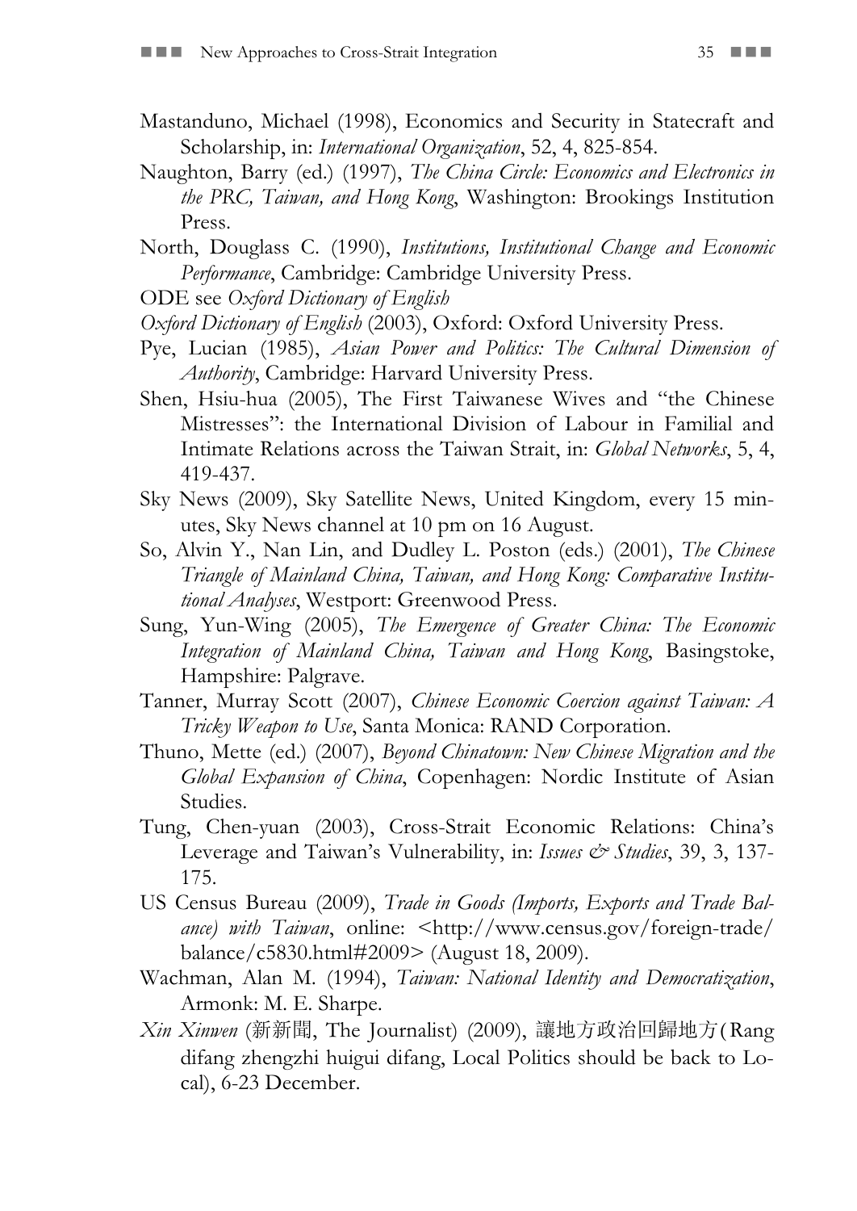Mastanduno, Michael (1998), Economics and Security in Statecraft and Scholarship, in: *International Organization*, 52, 4, 825-854.

Naughton, Barry (ed.) (1997), *The China Circle: Economics and Electronics in the PRC, Taiwan, and Hong Kong*, Washington: Brookings Institution Press.

North, Douglass C. (1990), *Institutions, Institutional Change and Economic Performance*, Cambridge: Cambridge University Press.

ODE see *Oxford Dictionary of English*

*Oxford Dictionary of English* (2003), Oxford: Oxford University Press.

Pye, Lucian (1985), *Asian Power and Politics: The Cultural Dimension of Authority*, Cambridge: Harvard University Press.

Shen, Hsiu-hua (2005), The First Taiwanese Wives and "the Chinese Mistresses": the International Division of Labour in Familial and Intimate Relations across the Taiwan Strait, in: *Global Networks*, 5, 4, 419-437.

Sky News (2009), Sky Satellite News, United Kingdom, every 15 minutes, Sky News channel at 10 pm on 16 August.

So, Alvin Y., Nan Lin, and Dudley L. Poston (eds.) (2001), *The Chinese Triangle of Mainland China, Taiwan, and Hong Kong: Comparative Institutional Analyses*, Westport: Greenwood Press.

Sung, Yun-Wing (2005), *The Emergence of Greater China: The Economic Integration of Mainland China, Taiwan and Hong Kong*, Basingstoke, Hampshire: Palgrave.

Tanner, Murray Scott (2007), *Chinese Economic Coercion against Taiwan: A Tricky Weapon to Use*, Santa Monica: RAND Corporation.

Thuno, Mette (ed.) (2007), *Beyond Chinatown: New Chinese Migration and the Global Expansion of China*, Copenhagen: Nordic Institute of Asian Studies.

Tung, Chen-yuan (2003), Cross-Strait Economic Relations: China's Leverage and Taiwan's Vulnerability, in: *Issues & Studies*, 39, 3, 137-175.

US Census Bureau (2009), *Trade in Goods (Imports, Exports and Trade Balance) with Taiwan*, online: <http://www.census.gov/foreign-trade/balance/c5830.html#2009> (August 18, 2009).

Wachman, Alan M. (1994), *Taiwan: National Identity and Democratization*, Armonk: M. E. Sharpe.

*Xin Xinwen* (新新聞, The Journalist) (2009), 讓地方政治回歸地方(Rang difang zhengzhi huigui difang, Local Politics should be back to Local), 6-23 December.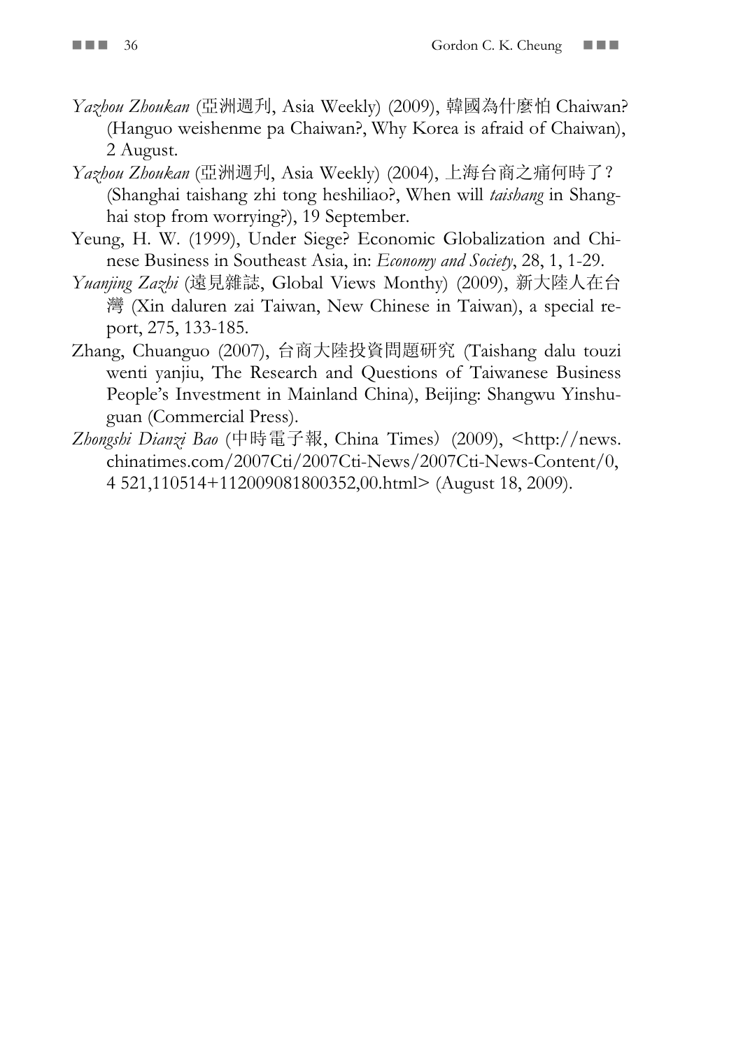*Yazhou Zhoukan* (亞洲週刊, Asia Weekly) (2009), 韓國為什麼怕 Chaiwan? (Hanguo weishenme pa Chaiwan?, Why Korea is afraid of Chaiwan), 2 August.

*Yazhou Zhoukan* (亞洲週刊, Asia Weekly) (2004), 上海台商之痛何時了？ (Shanghai taishang zhi tong heshiliao?, When will *taishang* in Shanghai stop from worrying?), 19 September.

Yeung, H. W. (1999), Under Siege? Economic Globalization and Chinese Business in Southeast Asia, in: *Economy and Society*, 28, 1, 1-29.

*Yuanjing Zazhi* (遠見雜誌, Global Views Monthy) (2009), 新大陸人在台灣 (Xin daluren zai Taiwan, New Chinese in Taiwan), a special report, 275, 133-185.

Zhang, Chuanguo (2007), 台商大陸投資問題研究 (Taishang dalu touzi wenti yanjiu, The Research and Questions of Taiwanese Business People's Investment in Mainland China), Beijing: Shangwu Yinshuguan (Commercial Press).

*Zhongshi Dianzi Bao* (中時電子報, China Times) (2009), <http://news.chinatimes.com/2007Cti/2007Cti-News/2007Cti-News-Content/0,4 521,110514+112009081800352,00.html> (August 18, 2009).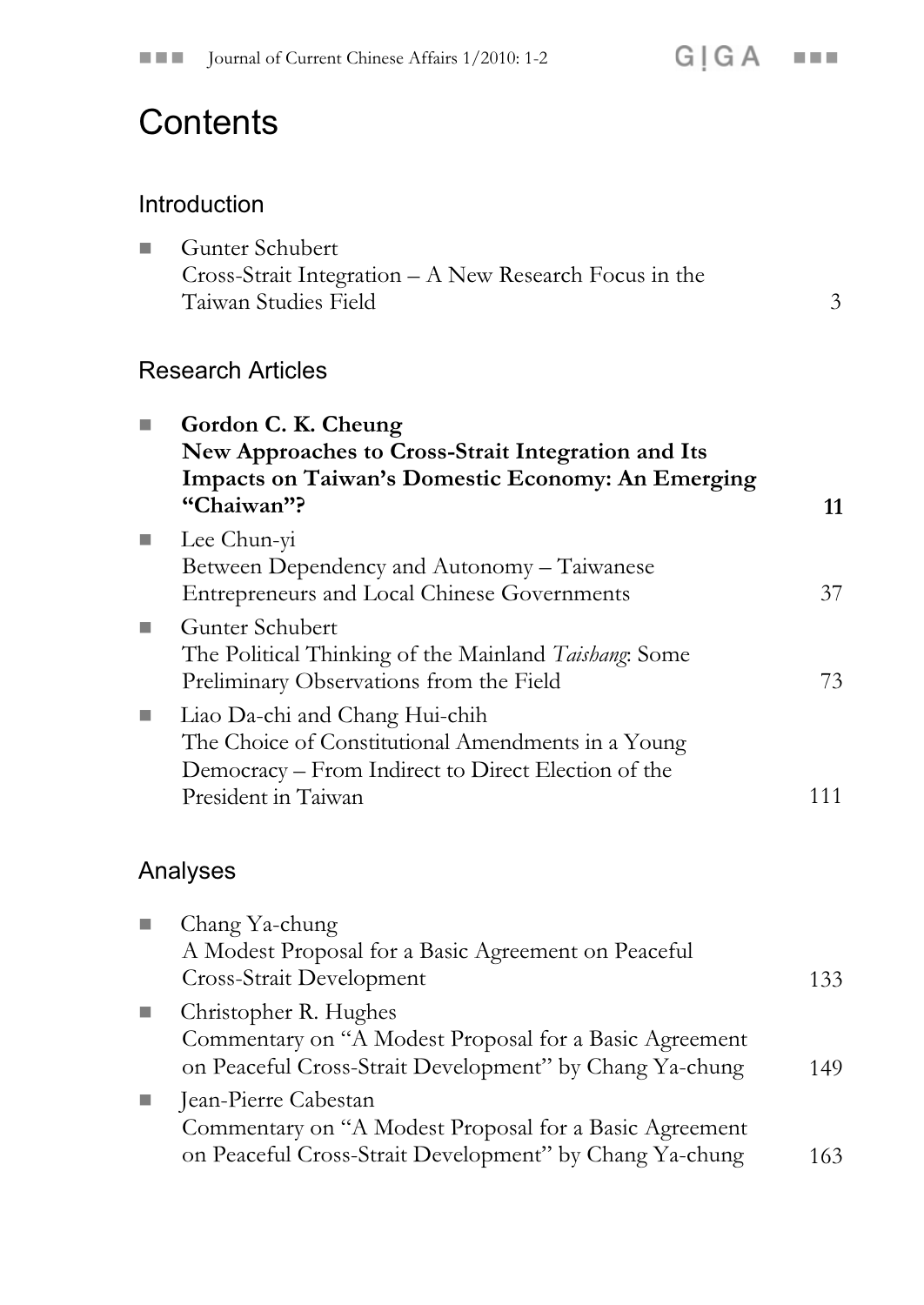# Contents

## Introduction

- Gunter Schubert
  Cross-Strait Integration – A New Research Focus in the Taiwan Studies Field — 3

## Research Articles

- **Gordon C. K. Cheung**
  **New Approaches to Cross-Strait Integration and Its Impacts on Taiwan's Domestic Economy: An Emerging "Chaiwan"?** — **11**
- Lee Chun-yi
  Between Dependency and Autonomy – Taiwanese Entrepreneurs and Local Chinese Governments — 37
- Gunter Schubert
  The Political Thinking of the Mainland *Taishang*: Some Preliminary Observations from the Field — 73
- Liao Da-chi and Chang Hui-chih
  The Choice of Constitutional Amendments in a Young Democracy – From Indirect to Direct Election of the President in Taiwan — 111

## Analyses

- Chang Ya-chung
  A Modest Proposal for a Basic Agreement on Peaceful Cross-Strait Development — 133
- Christopher R. Hughes
  Commentary on "A Modest Proposal for a Basic Agreement on Peaceful Cross-Strait Development" by Chang Ya-chung — 149
- Jean-Pierre Cabestan
  Commentary on "A Modest Proposal for a Basic Agreement on Peaceful Cross-Strait Development" by Chang Ya-chung — 163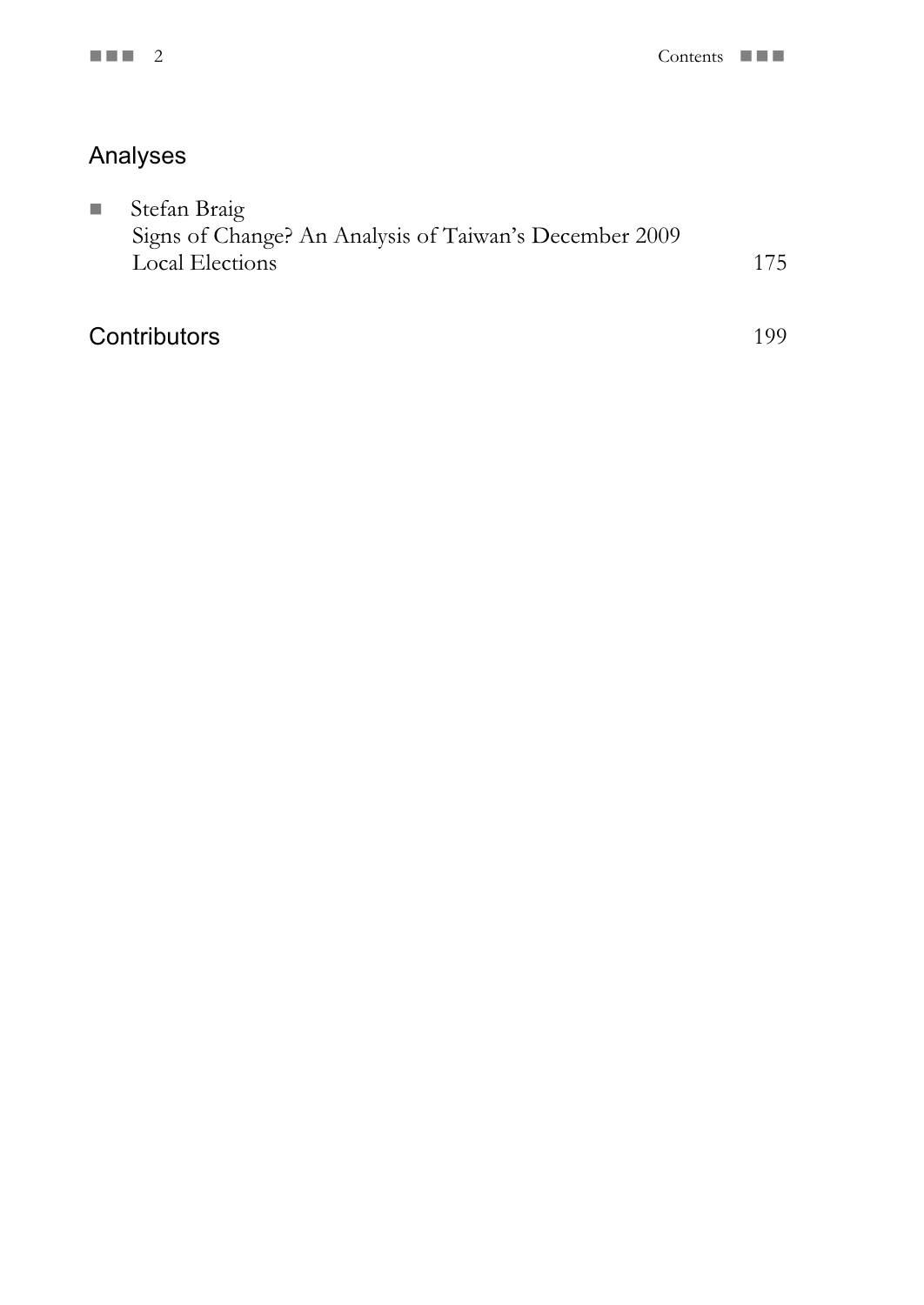## Analyses

- Stefan Braig
  Signs of Change? An Analysis of Taiwan's December 2009 Local Elections 175

## Contributors 199